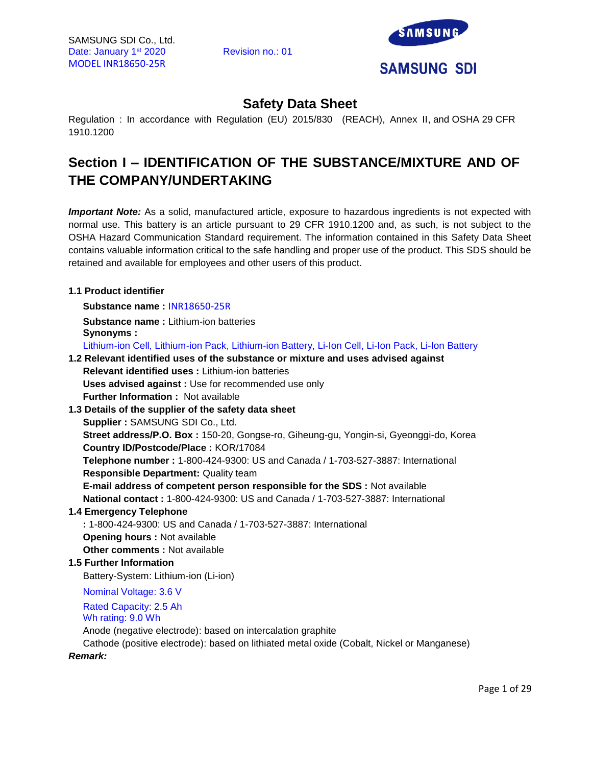SAMSUNG SDI Co., Ltd.
Date: January 1st 2020 Revision no.: 01
MODEL INR18650-25R

SAMSUNG SDI

# Safety Data Sheet

Regulation : In accordance with Regulation (EU) 2015/830 (REACH), Annex II, and OSHA 29 CFR 1910.1200

## Section I – IDENTIFICATION OF THE SUBSTANCE/MIXTURE AND OF THE COMPANY/UNDERTAKING

***Important Note:*** As a solid, manufactured article, exposure to hazardous ingredients is not expected with normal use. This battery is an article pursuant to 29 CFR 1910.1200 and, as such, is not subject to the OSHA Hazard Communication Standard requirement. The information contained in this Safety Data Sheet contains valuable information critical to the safe handling and proper use of the product. This SDS should be retained and available for employees and other users of this product.

**1.1 Product identifier**

**Substance name :** INR18650-25R

**Substance name :** Lithium-ion batteries

**Synonyms :**

Lithium-ion Cell, Lithium-ion Pack, Lithium-ion Battery, Li-Ion Cell, Li-Ion Pack, Li-Ion Battery

**1.2 Relevant identified uses of the substance or mixture and uses advised against**

**Relevant identified uses :** Lithium-ion batteries

**Uses advised against :** Use for recommended use only

**Further Information :** Not available

**1.3 Details of the supplier of the safety data sheet**

**Supplier :** SAMSUNG SDI Co., Ltd.

**Street address/P.O. Box :** 150-20, Gongse-ro, Giheung-gu, Yongin-si, Gyeonggi-do, Korea

**Country ID/Postcode/Place :** KOR/17084

**Telephone number :** 1-800-424-9300: US and Canada / 1-703-527-3887: International

**Responsible Department:** Quality team

**E-mail address of competent person responsible for the SDS :** Not available

**National contact :** 1-800-424-9300: US and Canada / 1-703-527-3887: International

**1.4 Emergency Telephone**

**:** 1-800-424-9300: US and Canada / 1-703-527-3887: International

**Opening hours :** Not available

**Other comments :** Not available

**1.5 Further Information**

Battery-System: Lithium-ion (Li-ion)

Nominal Voltage: 3.6 V

Rated Capacity: 2.5 Ah

Wh rating: 9.0 Wh

Anode (negative electrode): based on intercalation graphite

Cathode (positive electrode): based on lithiated metal oxide (Cobalt, Nickel or Manganese)

***Remark:***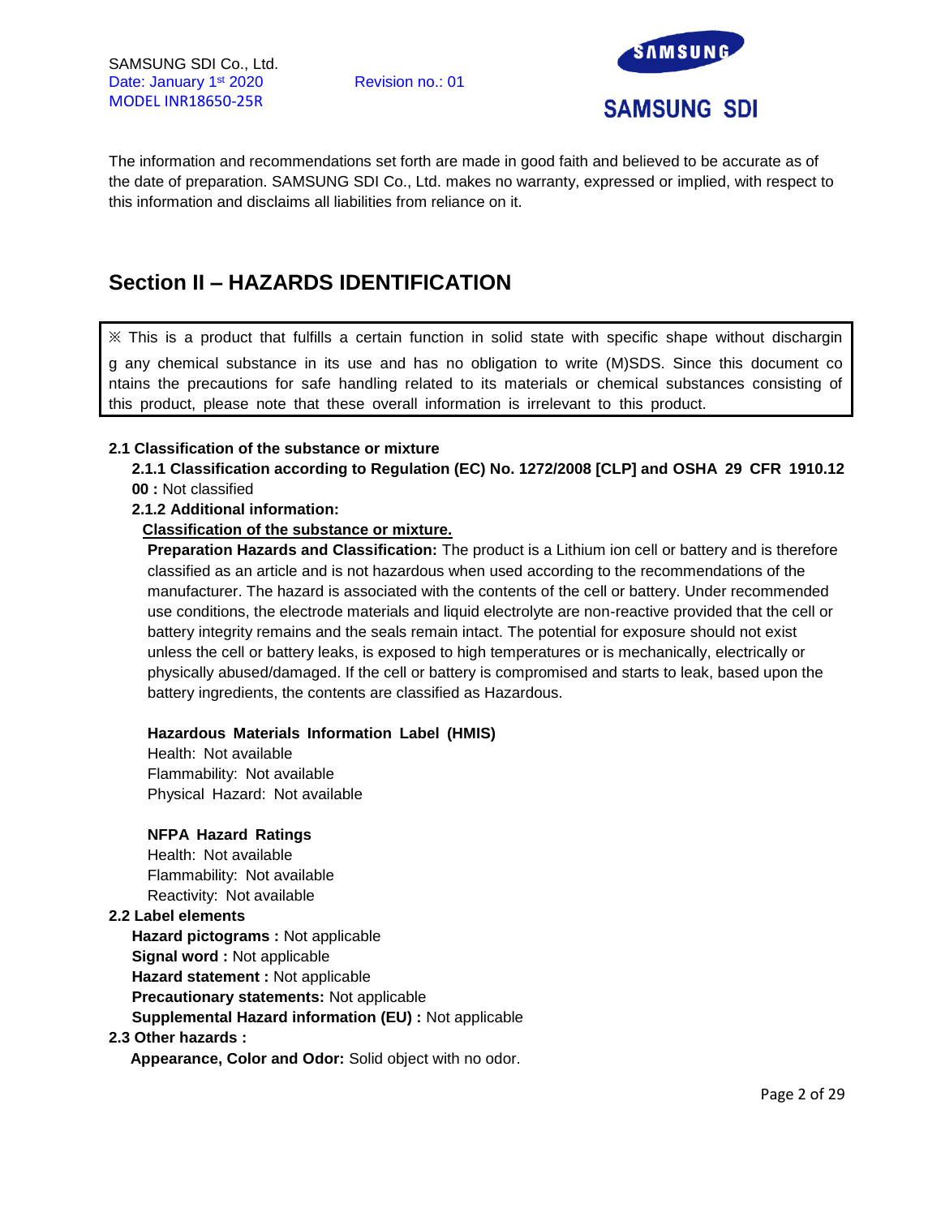The information and recommendations set forth are made in good faith and believed to be accurate as of the date of preparation. SAMSUNG SDI Co., Ltd. makes no warranty, expressed or implied, with respect to this information and disclaims all liabilities from reliance on it.

## Section II – HAZARDS IDENTIFICATION

> ※ This is a product that fulfills a certain function in solid state with specific shape without discharging any chemical substance in its use and has no obligation to write (M)SDS. Since this document contains the precautions for safe handling related to its materials or chemical substances consisting of this product, please note that these overall information is irrelevant to this product.

**2.1 Classification of the substance or mixture**

**2.1.1 Classification according to Regulation (EC) No. 1272/2008 [CLP] and OSHA 29 CFR 1910.1200 :** Not classified

**2.1.2 Additional information:**

**<u>Classification of the substance or mixture.</u>**

**Preparation Hazards and Classification:** The product is a Lithium ion cell or battery and is therefore classified as an article and is not hazardous when used according to the recommendations of the manufacturer. The hazard is associated with the contents of the cell or battery. Under recommended use conditions, the electrode materials and liquid electrolyte are non-reactive provided that the cell or battery integrity remains and the seals remain intact. The potential for exposure should not exist unless the cell or battery leaks, is exposed to high temperatures or is mechanically, electrically or physically abused/damaged. If the cell or battery is compromised and starts to leak, based upon the battery ingredients, the contents are classified as Hazardous.

**Hazardous Materials Information Label (HMIS)**

Health: Not available
Flammability: Not available
Physical Hazard: Not available

**NFPA Hazard Ratings**

Health: Not available
Flammability: Not available
Reactivity: Not available

**2.2 Label elements**

**Hazard pictograms :** Not applicable
**Signal word :** Not applicable
**Hazard statement :** Not applicable
**Precautionary statements:** Not applicable
**Supplemental Hazard information (EU) :** Not applicable

**2.3 Other hazards :**

**Appearance, Color and Odor:** Solid object with no odor.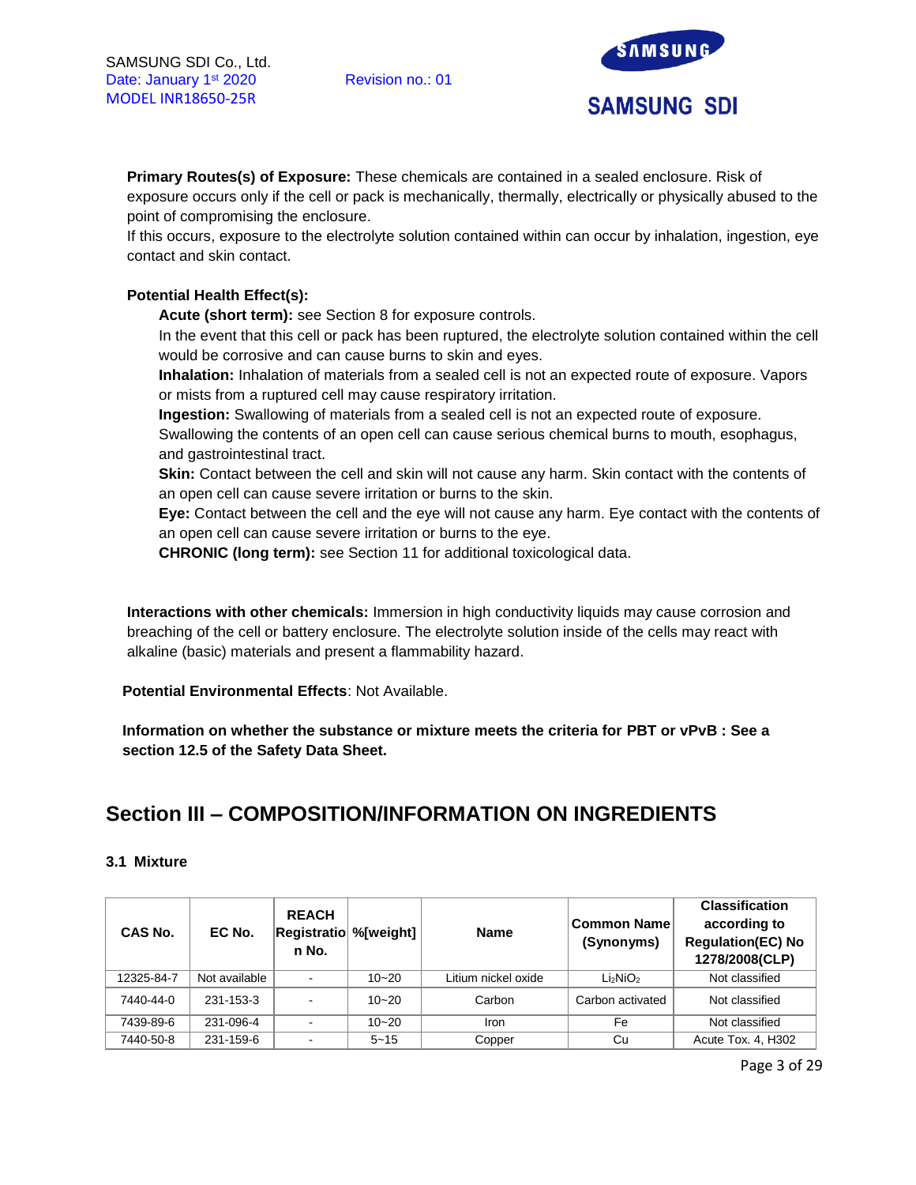**Primary Routes(s) of Exposure:** These chemicals are contained in a sealed enclosure. Risk of exposure occurs only if the cell or pack is mechanically, thermally, electrically or physically abused to the point of compromising the enclosure.
If this occurs, exposure to the electrolyte solution contained within can occur by inhalation, ingestion, eye contact and skin contact.

**Potential Health Effect(s):**

**Acute (short term):** see Section 8 for exposure controls.
In the event that this cell or pack has been ruptured, the electrolyte solution contained within the cell would be corrosive and can cause burns to skin and eyes.
**Inhalation:** Inhalation of materials from a sealed cell is not an expected route of exposure. Vapors or mists from a ruptured cell may cause respiratory irritation.
**Ingestion:** Swallowing of materials from a sealed cell is not an expected route of exposure. Swallowing the contents of an open cell can cause serious chemical burns to mouth, esophagus, and gastrointestinal tract.
**Skin:** Contact between the cell and skin will not cause any harm. Skin contact with the contents of an open cell can cause severe irritation or burns to the skin.
**Eye:** Contact between the cell and the eye will not cause any harm. Eye contact with the contents of an open cell can cause severe irritation or burns to the eye.
**CHRONIC (long term):** see Section 11 for additional toxicological data.

**Interactions with other chemicals:** Immersion in high conductivity liquids may cause corrosion and breaching of the cell or battery enclosure. The electrolyte solution inside of the cells may react with alkaline (basic) materials and present a flammability hazard.

**Potential Environmental Effects**: Not Available.

**Information on whether the substance or mixture meets the criteria for PBT or vPvB : See a section 12.5 of the Safety Data Sheet.**

# Section III – COMPOSITION/INFORMATION ON INGREDIENTS

### 3.1 Mixture

| CAS No. | EC No. | REACH Registration No. | %[weight] | Name | Common Name (Synonyms) | Classification according to Regulation(EC) No 1278/2008(CLP) |
|---|---|---|---|---|---|---|
| 12325-84-7 | Not available | - | 10~20 | Litium nickel oxide | $Li_2NiO_2$ | Not classified |
| 7440-44-0 | 231-153-3 | - | 10~20 | Carbon | Carbon activated | Not classified |
| 7439-89-6 | 231-096-4 | - | 10~20 | Iron | Fe | Not classified |
| 7440-50-8 | 231-159-6 | - | 5~15 | Copper | Cu | Acute Tox. 4, H302 |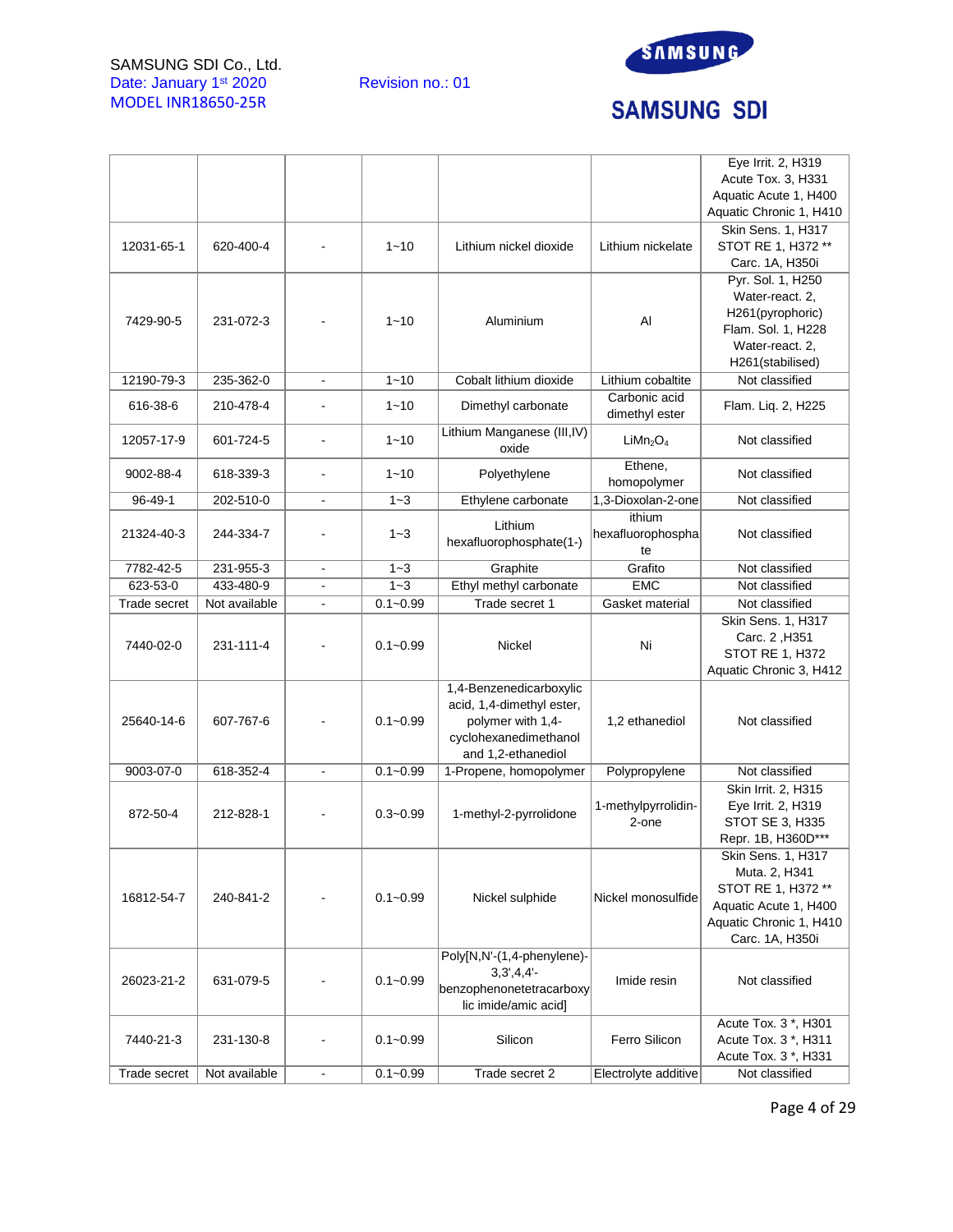| | | | | | | |
|---|---|---|---|---|---|---|
| | | | | | | Eye Irrit. 2, H319<br>Acute Tox. 3, H331<br>Aquatic Acute 1, H400<br>Aquatic Chronic 1, H410 |
| 12031-65-1 | 620-400-4 | - | 1~10 | Lithium nickel dioxide | Lithium nickelate | Skin Sens. 1, H317<br>STOT RE 1, H372 **<br>Carc. 1A, H350i |
| 7429-90-5 | 231-072-3 | - | 1~10 | Aluminium | Al | Pyr. Sol. 1, H250<br>Water-react. 2, H261(pyrophoric)<br>Flam. Sol. 1, H228<br>Water-react. 2, H261(stabilised) |
| 12190-79-3 | 235-362-0 | - | 1~10 | Cobalt lithium dioxide | Lithium cobaltite | Not classified |
| 616-38-6 | 210-478-4 | - | 1~10 | Dimethyl carbonate | Carbonic acid dimethyl ester | Flam. Liq. 2, H225 |
| 12057-17-9 | 601-724-5 | - | 1~10 | Lithium Manganese (III,IV) oxide | $LiMn_2O_4$ | Not classified |
| 9002-88-4 | 618-339-3 | - | 1~10 | Polyethylene | Ethene, homopolymer | Not classified |
| 96-49-1 | 202-510-0 | - | 1~3 | Ethylene carbonate | 1,3-Dioxolan-2-one | Not classified |
| 21324-40-3 | 244-334-7 | - | 1~3 | Lithium hexafluorophosphate(1-) | ithium hexafluorophosphate | Not classified |
| 7782-42-5 | 231-955-3 | - | 1~3 | Graphite | Grafito | Not classified |
| 623-53-0 | 433-480-9 | - | 1~3 | Ethyl methyl carbonate | EMC | Not classified |
| Trade secret | Not available | - | 0.1~0.99 | Trade secret 1 | Gasket material | Not classified |
| 7440-02-0 | 231-111-4 | - | 0.1~0.99 | Nickel | Ni | Skin Sens. 1, H317<br>Carc. 2 ,H351<br>STOT RE 1, H372<br>Aquatic Chronic 3, H412 |
| 25640-14-6 | 607-767-6 | - | 0.1~0.99 | 1,4-Benzenedicarboxylic acid, 1,4-dimethyl ester, polymer with 1,4-cyclohexanedimethanol and 1,2-ethanediol | 1,2 ethanediol | Not classified |
| 9003-07-0 | 618-352-4 | - | 0.1~0.99 | 1-Propene, homopolymer | Polypropylene | Not classified |
| 872-50-4 | 212-828-1 | - | 0.3~0.99 | 1-methyl-2-pyrrolidone | 1-methylpyrrolidin-2-one | Skin Irrit. 2, H315<br>Eye Irrit. 2, H319<br>STOT SE 3, H335<br>Repr. 1B, H360D*** |
| 16812-54-7 | 240-841-2 | - | 0.1~0.99 | Nickel sulphide | Nickel monosulfide | Skin Sens. 1, H317<br>Muta. 2, H341<br>STOT RE 1, H372 **<br>Aquatic Acute 1, H400<br>Aquatic Chronic 1, H410<br>Carc. 1A, H350i |
| 26023-21-2 | 631-079-5 | - | 0.1~0.99 | Poly[N,N'-(1,4-phenylene)-3,3',4,4'-benzophenonetetracarboxylic imide/amic acid] | Imide resin | Not classified |
| 7440-21-3 | 231-130-8 | - | 0.1~0.99 | Silicon | Ferro Silicon | Acute Tox. 3 *, H301<br>Acute Tox. 3 *, H311<br>Acute Tox. 3 *, H331 |
| Trade secret | Not available | - | 0.1~0.99 | Trade secret 2 | Electrolyte additive | Not classified |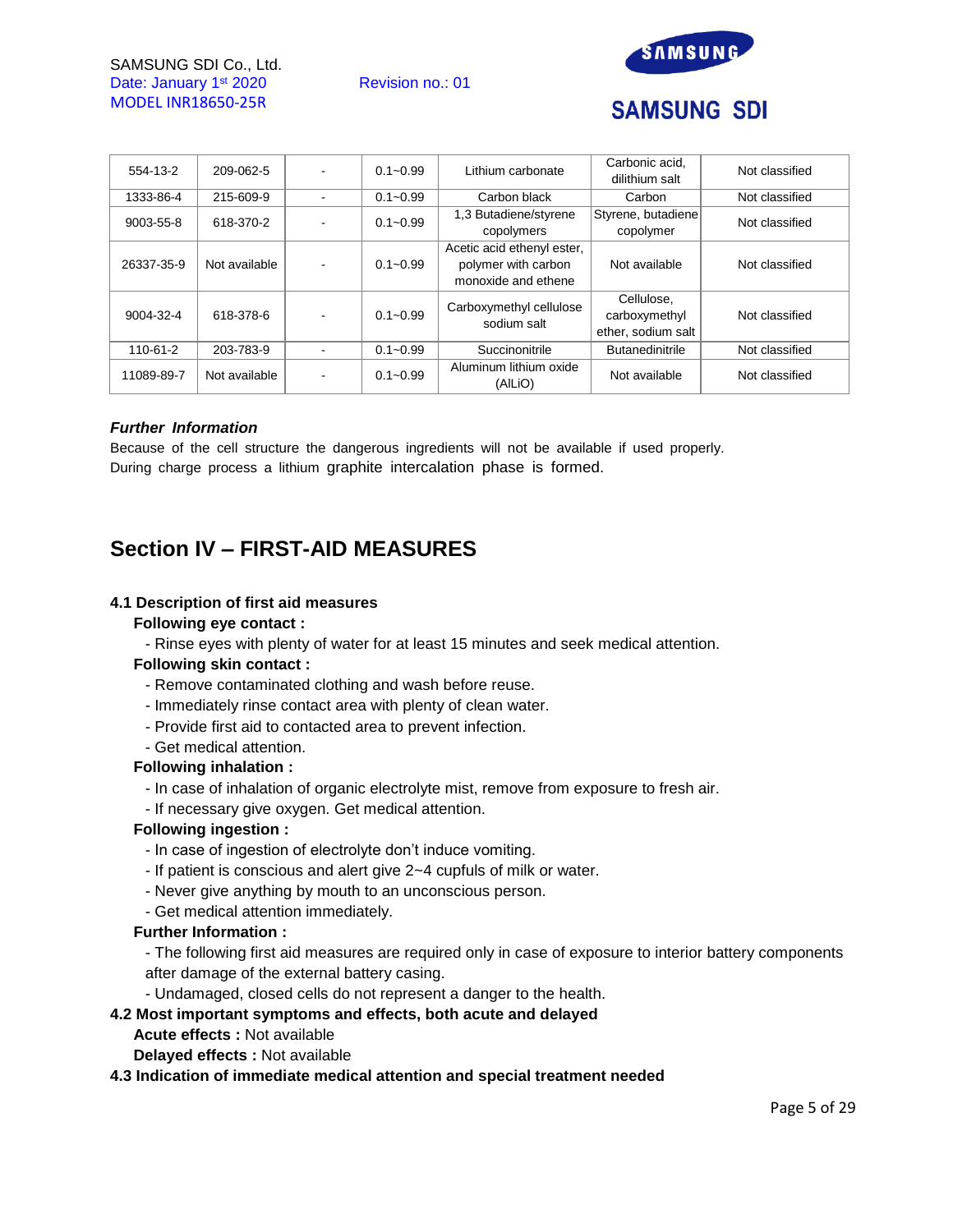| 554-13-2 | 209-062-5 | - | 0.1~0.99 | Lithium carbonate | Carbonic acid, dilithium salt | Not classified |
|---|---|---|---|---|---|---|
| 1333-86-4 | 215-609-9 | - | 0.1~0.99 | Carbon black | Carbon | Not classified |
| 9003-55-8 | 618-370-2 | - | 0.1~0.99 | 1,3 Butadiene/styrene copolymers | Styrene, butadiene copolymer | Not classified |
| 26337-35-9 | Not available | - | 0.1~0.99 | Acetic acid ethenyl ester, polymer with carbon monoxide and ethene | Not available | Not classified |
| 9004-32-4 | 618-378-6 | - | 0.1~0.99 | Carboxymethyl cellulose sodium salt | Cellulose, carboxymethyl ether, sodium salt | Not classified |
| 110-61-2 | 203-783-9 | - | 0.1~0.99 | Succinonitrile | Butanedinitrile | Not classified |
| 11089-89-7 | Not available | - | 0.1~0.99 | Aluminum lithium oxide (AlLiO) | Not available | Not classified |

***Further Information***

Because of the cell structure the dangerous ingredients will not be available if used properly. During charge process a lithium graphite intercalation phase is formed.

## Section IV – FIRST-AID MEASURES

**4.1 Description of first aid measures**

**Following eye contact :**

- Rinse eyes with plenty of water for at least 15 minutes and seek medical attention.

**Following skin contact :**

- Remove contaminated clothing and wash before reuse.
- Immediately rinse contact area with plenty of clean water.
- Provide first aid to contacted area to prevent infection.
- Get medical attention.

**Following inhalation :**

- In case of inhalation of organic electrolyte mist, remove from exposure to fresh air.
- If necessary give oxygen. Get medical attention.

**Following ingestion :**

- In case of ingestion of electrolyte don't induce vomiting.
- If patient is conscious and alert give 2~4 cupfuls of milk or water.
- Never give anything by mouth to an unconscious person.
- Get medical attention immediately.

**Further Information :**

- The following first aid measures are required only in case of exposure to interior battery components after damage of the external battery casing.
- Undamaged, closed cells do not represent a danger to the health.

**4.2 Most important symptoms and effects, both acute and delayed**

**Acute effects :** Not available

**Delayed effects :** Not available

**4.3 Indication of immediate medical attention and special treatment needed**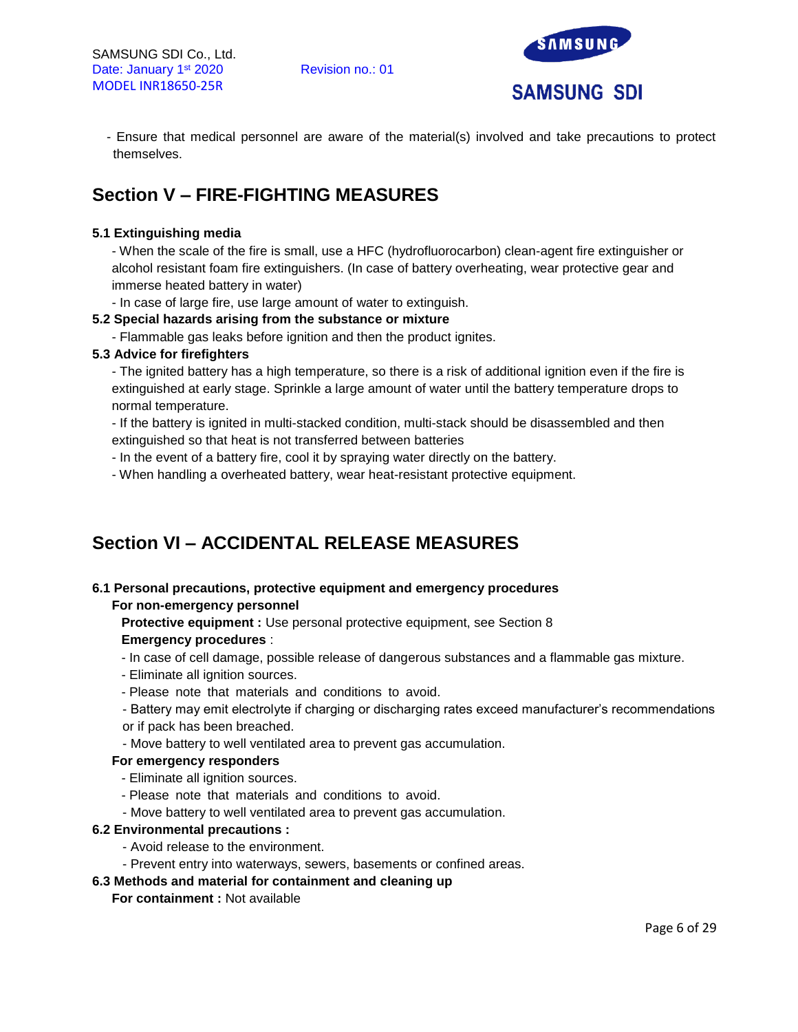- Ensure that medical personnel are aware of the material(s) involved and take precautions to protect themselves.

## Section V – FIRE-FIGHTING MEASURES

**5.1 Extinguishing media**

- When the scale of the fire is small, use a HFC (hydrofluorocarbon) clean-agent fire extinguisher or alcohol resistant foam fire extinguishers. (In case of battery overheating, wear protective gear and immerse heated battery in water)
- In case of large fire, use large amount of water to extinguish.

**5.2 Special hazards arising from the substance or mixture**

- Flammable gas leaks before ignition and then the product ignites.

**5.3 Advice for firefighters**

- The ignited battery has a high temperature, so there is a risk of additional ignition even if the fire is extinguished at early stage. Sprinkle a large amount of water until the battery temperature drops to normal temperature.
- If the battery is ignited in multi-stacked condition, multi-stack should be disassembled and then extinguished so that heat is not transferred between batteries
- In the event of a battery fire, cool it by spraying water directly on the battery.
- When handling a overheated battery, wear heat-resistant protective equipment.

## Section VI – ACCIDENTAL RELEASE MEASURES

**6.1 Personal precautions, protective equipment and emergency procedures**

**For non-emergency personnel**

**Protective equipment :** Use personal protective equipment, see Section 8

**Emergency procedures** :

- In case of cell damage, possible release of dangerous substances and a flammable gas mixture.
- Eliminate all ignition sources.
- Please note that materials and conditions to avoid.
- Battery may emit electrolyte if charging or discharging rates exceed manufacturer's recommendations or if pack has been breached.
- Move battery to well ventilated area to prevent gas accumulation.

**For emergency responders**

- Eliminate all ignition sources.
- Please note that materials and conditions to avoid.
- Move battery to well ventilated area to prevent gas accumulation.

**6.2 Environmental precautions :**

- Avoid release to the environment.
- Prevent entry into waterways, sewers, basements or confined areas.

**6.3 Methods and material for containment and cleaning up**

**For containment :** Not available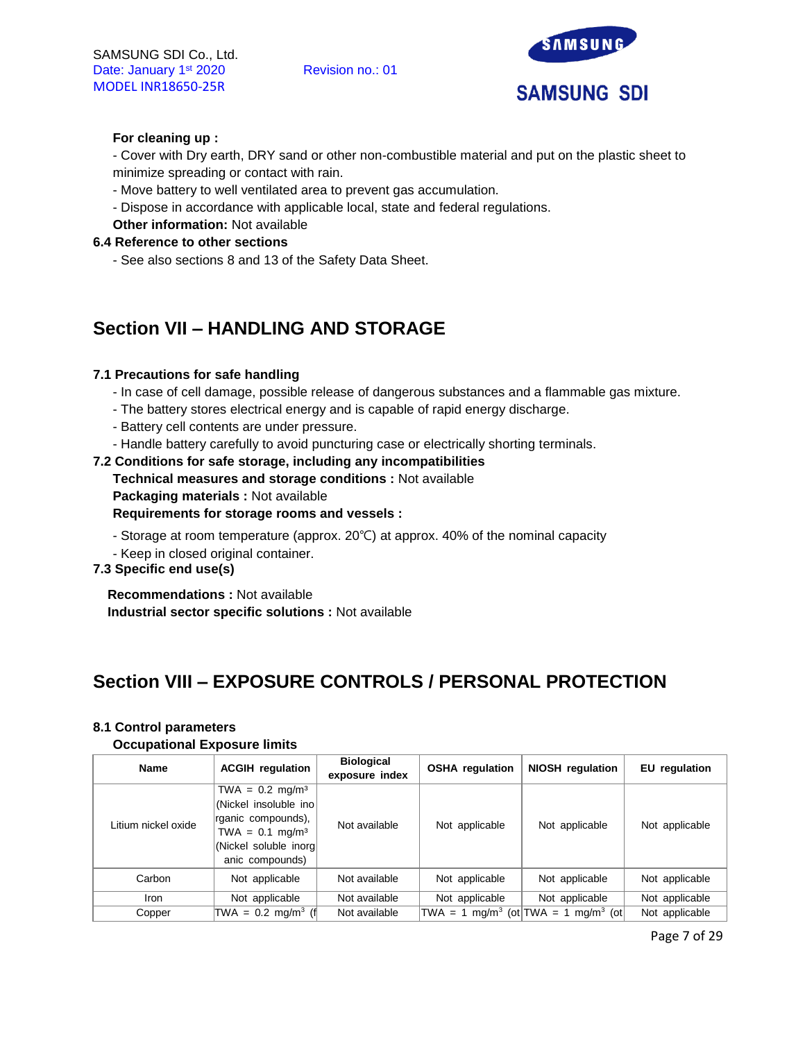**For cleaning up :**

- Cover with Dry earth, DRY sand or other non-combustible material and put on the plastic sheet to minimize spreading or contact with rain.
- Move battery to well ventilated area to prevent gas accumulation.
- Dispose in accordance with applicable local, state and federal regulations.

**Other information:** Not available

### 6.4 Reference to other sections

- See also sections 8 and 13 of the Safety Data Sheet.

## Section VII – HANDLING AND STORAGE

### 7.1 Precautions for safe handling

- In case of cell damage, possible release of dangerous substances and a flammable gas mixture.
- The battery stores electrical energy and is capable of rapid energy discharge.
- Battery cell contents are under pressure.
- Handle battery carefully to avoid puncturing case or electrically shorting terminals.

### 7.2 Conditions for safe storage, including any incompatibilities

**Technical measures and storage conditions :** Not available

**Packaging materials :** Not available

**Requirements for storage rooms and vessels :**

- Storage at room temperature (approx. 20℃) at approx. 40% of the nominal capacity
- Keep in closed original container.

### 7.3 Specific end use(s)

**Recommendations :** Not available

**Industrial sector specific solutions :** Not available

## Section VIII – EXPOSURE CONTROLS / PERSONAL PROTECTION

### 8.1 Control parameters

**Occupational Exposure limits**

| Name | ACGIH regulation | Biological exposure index | OSHA regulation | NIOSH regulation | EU regulation |
|---|---|---|---|---|---|
| Litium nickel oxide | TWA = 0.2 mg/m³ (Nickel insoluble inorganic compounds), TWA = 0.1 mg/m³ (Nickel soluble inorganic compounds) | Not available | Not applicable | Not applicable | Not applicable |
| Carbon | Not applicable | Not available | Not applicable | Not applicable | Not applicable |
| Iron | Not applicable | Not available | Not applicable | Not applicable | Not applicable |
| Copper | TWA = 0.2 mg/m³ (f | Not available | TWA = 1 mg/m³ (ot | TWA = 1 mg/m³ (ot | Not applicable |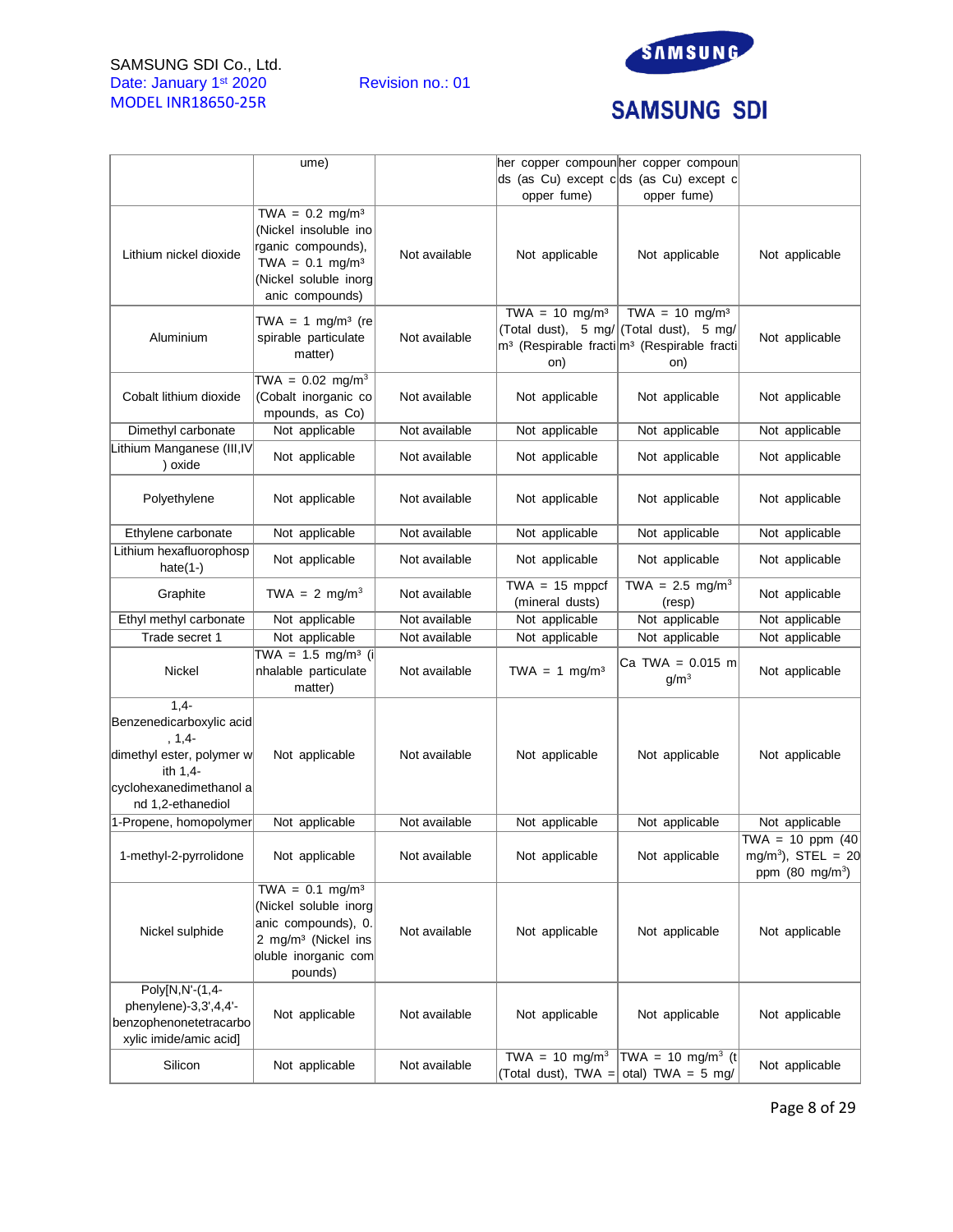| | | | | | |
|---|---|---|---|---|---|
| | ume) | | her copper compounds (as Cu) except copper fume) | her copper compounds (as Cu) except copper fume) | |
| Lithium nickel dioxide | TWA = 0.2 mg/m³ (Nickel insoluble inorganic compounds), TWA = 0.1 mg/m³ (Nickel soluble inorganic compounds) | Not available | Not applicable | Not applicable | Not applicable |
| Aluminium | TWA = 1 mg/m³ (respirable particulate matter) | Not available | TWA = 10 mg/m³ (Total dust), 5 mg/m³ (Respirable fraction) | TWA = 10 mg/m³ (Total dust), 5 mg/m³ (Respirable fraction) | Not applicable |
| Cobalt lithium dioxide | TWA = 0.02 mg/m³ (Cobalt inorganic compounds, as Co) | Not available | Not applicable | Not applicable | Not applicable |
| Dimethyl carbonate | Not applicable | Not available | Not applicable | Not applicable | Not applicable |
| Lithium Manganese (III,IV) oxide | Not applicable | Not available | Not applicable | Not applicable | Not applicable |
| Polyethylene | Not applicable | Not available | Not applicable | Not applicable | Not applicable |
| Ethylene carbonate | Not applicable | Not available | Not applicable | Not applicable | Not applicable |
| Lithium hexafluorophosphate(1-) | Not applicable | Not available | Not applicable | Not applicable | Not applicable |
| Graphite | TWA = 2 mg/m³ | Not available | TWA = 15 mppcf (mineral dusts) | TWA = 2.5 mg/m³ (resp) | Not applicable |
| Ethyl methyl carbonate | Not applicable | Not available | Not applicable | Not applicable | Not applicable |
| Trade secret 1 | Not applicable | Not available | Not applicable | Not applicable | Not applicable |
| Nickel | TWA = 1.5 mg/m³ (inhalable particulate matter) | Not available | TWA = 1 mg/m³ | Ca TWA = 0.015 mg/m³ | Not applicable |
| 1,4-Benzenedicarboxylic acid, 1,4-dimethyl ester, polymer with 1,4-cyclohexanedimethanol and 1,2-ethanediol | Not applicable | Not available | Not applicable | Not applicable | Not applicable |
| 1-Propene, homopolymer | Not applicable | Not available | Not applicable | Not applicable | Not applicable |
| 1-methyl-2-pyrrolidone | Not applicable | Not available | Not applicable | Not applicable | TWA = 10 ppm (40 mg/m³), STEL = 20 ppm (80 mg/m³) |
| Nickel sulphide | TWA = 0.1 mg/m³ (Nickel soluble inorganic compounds), 0.2 mg/m³ (Nickel insoluble inorganic compounds) | Not available | Not applicable | Not applicable | Not applicable |
| Poly[N,N'-(1,4-phenylene)-3,3',4,4'-benzophenonetetracarboxylic imide/amic acid] | Not applicable | Not available | Not applicable | Not applicable | Not applicable |
| Silicon | Not applicable | Not available | TWA = 10 mg/m³ (Total dust), TWA = | TWA = 10 mg/m³ (total) TWA = 5 mg/ | Not applicable |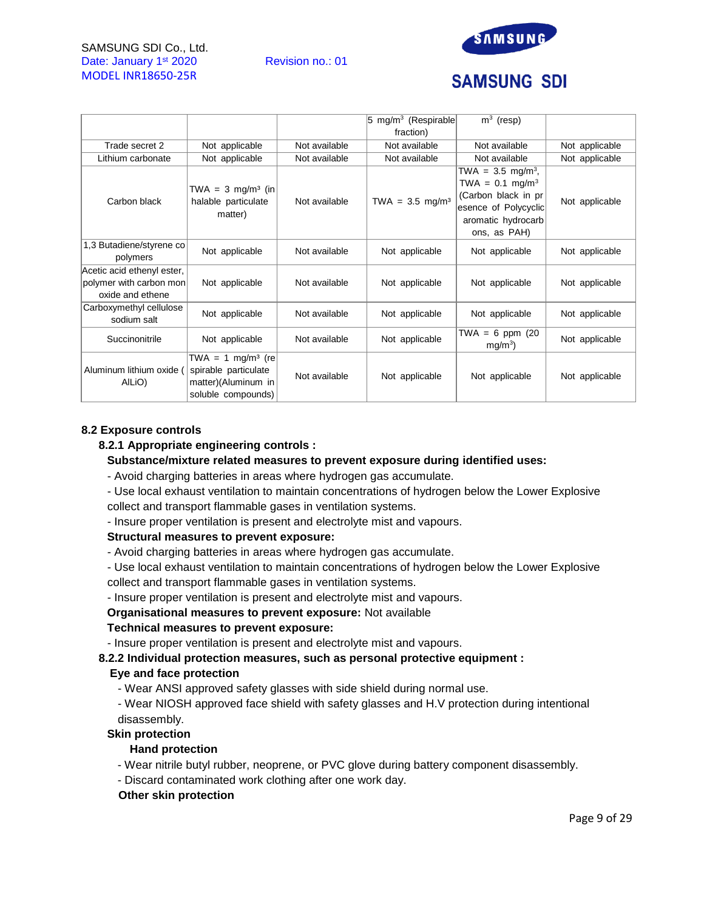|  |  |  | 5 mg/m³ (Respirable fraction) | m³ (resp) |  |
|---|---|---|---|---|---|
| Trade secret 2 | Not applicable | Not available | Not available | Not available | Not applicable |
| Lithium carbonate | Not applicable | Not available | Not available | Not available | Not applicable |
| Carbon black | TWA = 3 mg/m³ (inhalable particulate matter) | Not available | TWA = 3.5 mg/m³ | TWA = 3.5 mg/m³, TWA = 0.1 mg/m³ (Carbon black in presence of Polycyclic aromatic hydrocarbons, as PAH) | Not applicable |
| 1,3 Butadiene/styrene copolymers | Not applicable | Not available | Not applicable | Not applicable | Not applicable |
| Acetic acid ethenyl ester, polymer with carbon monoxide and ethene | Not applicable | Not available | Not applicable | Not applicable | Not applicable |
| Carboxymethyl cellulose sodium salt | Not applicable | Not available | Not applicable | Not applicable | Not applicable |
| Succinonitrile | Not applicable | Not available | Not applicable | TWA = 6 ppm (20 mg/m³) | Not applicable |
| Aluminum lithium oxide (AlLiO) | TWA = 1 mg/m³ (respirable particulate matter)(Aluminum insoluble compounds) | Not available | Not applicable | Not applicable | Not applicable |

**8.2 Exposure controls**

**8.2.1 Appropriate engineering controls :**

**Substance/mixture related measures to prevent exposure during identified uses:**

- Avoid charging batteries in areas where hydrogen gas accumulate.
- Use local exhaust ventilation to maintain concentrations of hydrogen below the Lower Explosive collect and transport flammable gases in ventilation systems.
- Insure proper ventilation is present and electrolyte mist and vapours.

**Structural measures to prevent exposure:**

- Avoid charging batteries in areas where hydrogen gas accumulate.
- Use local exhaust ventilation to maintain concentrations of hydrogen below the Lower Explosive collect and transport flammable gases in ventilation systems.
- Insure proper ventilation is present and electrolyte mist and vapours.

**Organisational measures to prevent exposure:** Not available

**Technical measures to prevent exposure:**

- Insure proper ventilation is present and electrolyte mist and vapours.

**8.2.2 Individual protection measures, such as personal protective equipment :**

**Eye and face protection**

- Wear ANSI approved safety glasses with side shield during normal use.
- Wear NIOSH approved face shield with safety glasses and H.V protection during intentional disassembly.

**Skin protection**

**Hand protection**

- Wear nitrile butyl rubber, neoprene, or PVC glove during battery component disassembly.
- Discard contaminated work clothing after one work day.

**Other skin protection**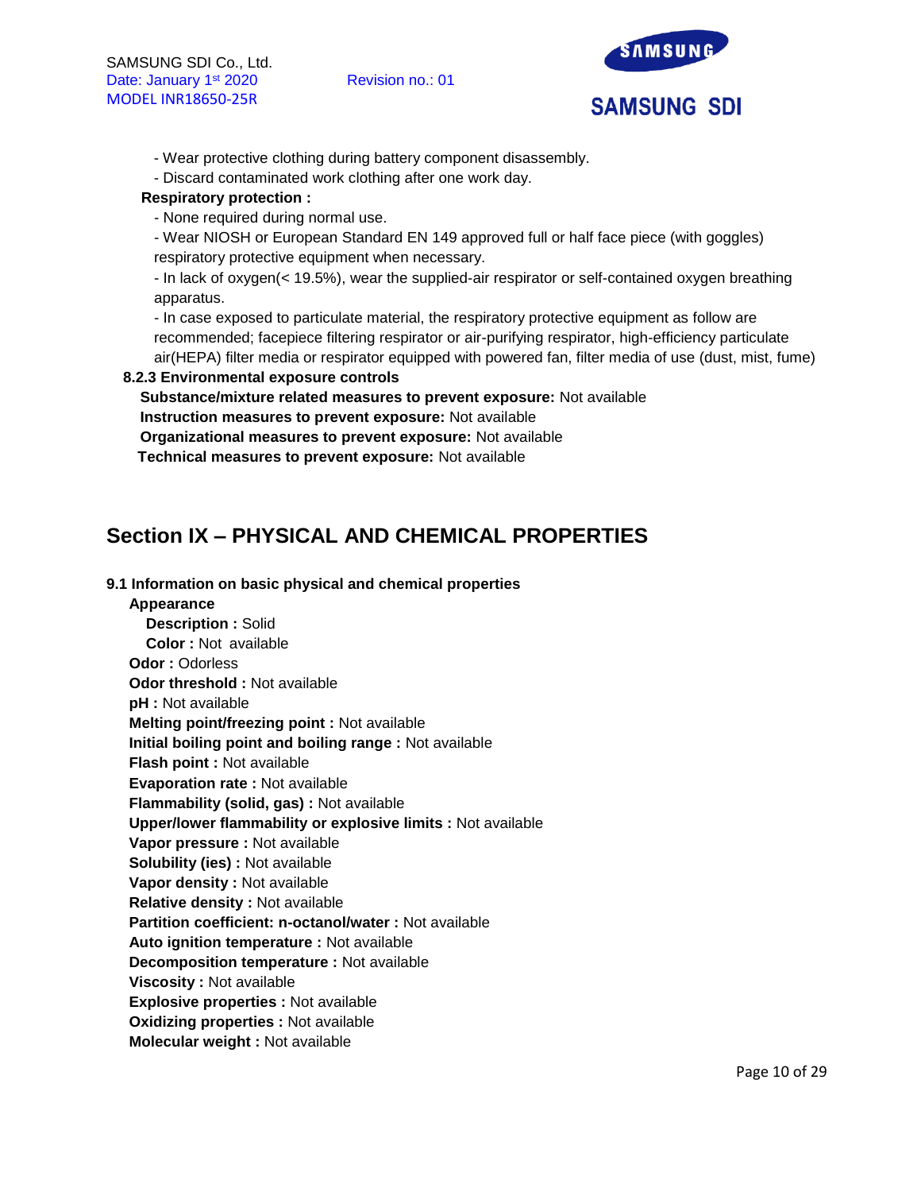- Wear protective clothing during battery component disassembly.
- Discard contaminated work clothing after one work day.

**Respiratory protection :**

- None required during normal use.
- Wear NIOSH or European Standard EN 149 approved full or half face piece (with goggles) respiratory protective equipment when necessary.
- In lack of oxygen(< 19.5%), wear the supplied-air respirator or self-contained oxygen breathing apparatus.
- In case exposed to particulate material, the respiratory protective equipment as follow are recommended; facepiece filtering respirator or air-purifying respirator, high-efficiency particulate air(HEPA) filter media or respirator equipped with powered fan, filter media of use (dust, mist, fume)

**8.2.3 Environmental exposure controls**

**Substance/mixture related measures to prevent exposure:** Not available
**Instruction measures to prevent exposure:** Not available
**Organizational measures to prevent exposure:** Not available
**Technical measures to prevent exposure:** Not available

# Section IX – PHYSICAL AND CHEMICAL PROPERTIES

**9.1 Information on basic physical and chemical properties**

**Appearance**
**Description :** Solid
**Color :** Not available
**Odor :** Odorless
**Odor threshold :** Not available
**pH :** Not available
**Melting point/freezing point :** Not available
**Initial boiling point and boiling range :** Not available
**Flash point :** Not available
**Evaporation rate :** Not available
**Flammability (solid, gas) :** Not available
**Upper/lower flammability or explosive limits :** Not available
**Vapor pressure :** Not available
**Solubility (ies) :** Not available
**Vapor density :** Not available
**Relative density :** Not available
**Partition coefficient: n-octanol/water :** Not available
**Auto ignition temperature :** Not available
**Decomposition temperature :** Not available
**Viscosity :** Not available
**Explosive properties :** Not available
**Oxidizing properties :** Not available
**Molecular weight :** Not available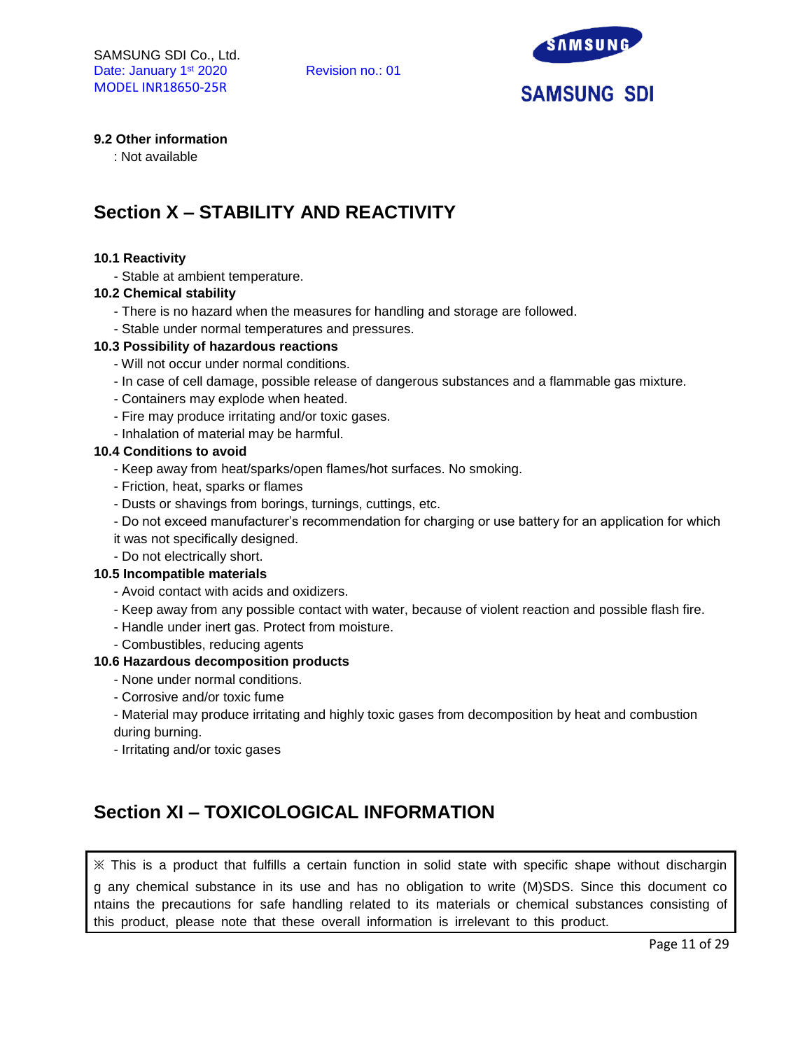**9.2 Other information**

: Not available

## Section X – STABILITY AND REACTIVITY

**10.1 Reactivity**

- Stable at ambient temperature.

**10.2 Chemical stability**

- There is no hazard when the measures for handling and storage are followed.
- Stable under normal temperatures and pressures.

**10.3 Possibility of hazardous reactions**

- Will not occur under normal conditions.
- In case of cell damage, possible release of dangerous substances and a flammable gas mixture.
- Containers may explode when heated.
- Fire may produce irritating and/or toxic gases.
- Inhalation of material may be harmful.

**10.4 Conditions to avoid**

- Keep away from heat/sparks/open flames/hot surfaces. No smoking.
- Friction, heat, sparks or flames
- Dusts or shavings from borings, turnings, cuttings, etc.
- Do not exceed manufacturer's recommendation for charging or use battery for an application for which it was not specifically designed.
- Do not electrically short.

**10.5 Incompatible materials**

- Avoid contact with acids and oxidizers.
- Keep away from any possible contact with water, because of violent reaction and possible flash fire.
- Handle under inert gas. Protect from moisture.
- Combustibles, reducing agents

**10.6 Hazardous decomposition products**

- None under normal conditions.
- Corrosive and/or toxic fume
- Material may produce irritating and highly toxic gases from decomposition by heat and combustion during burning.
- Irritating and/or toxic gases

## Section XI – TOXICOLOGICAL INFORMATION

※ This is a product that fulfills a certain function in solid state with specific shape without discharging any chemical substance in its use and has no obligation to write (M)SDS. Since this document contains the precautions for safe handling related to its materials or chemical substances consisting of this product, please note that these overall information is irrelevant to this product.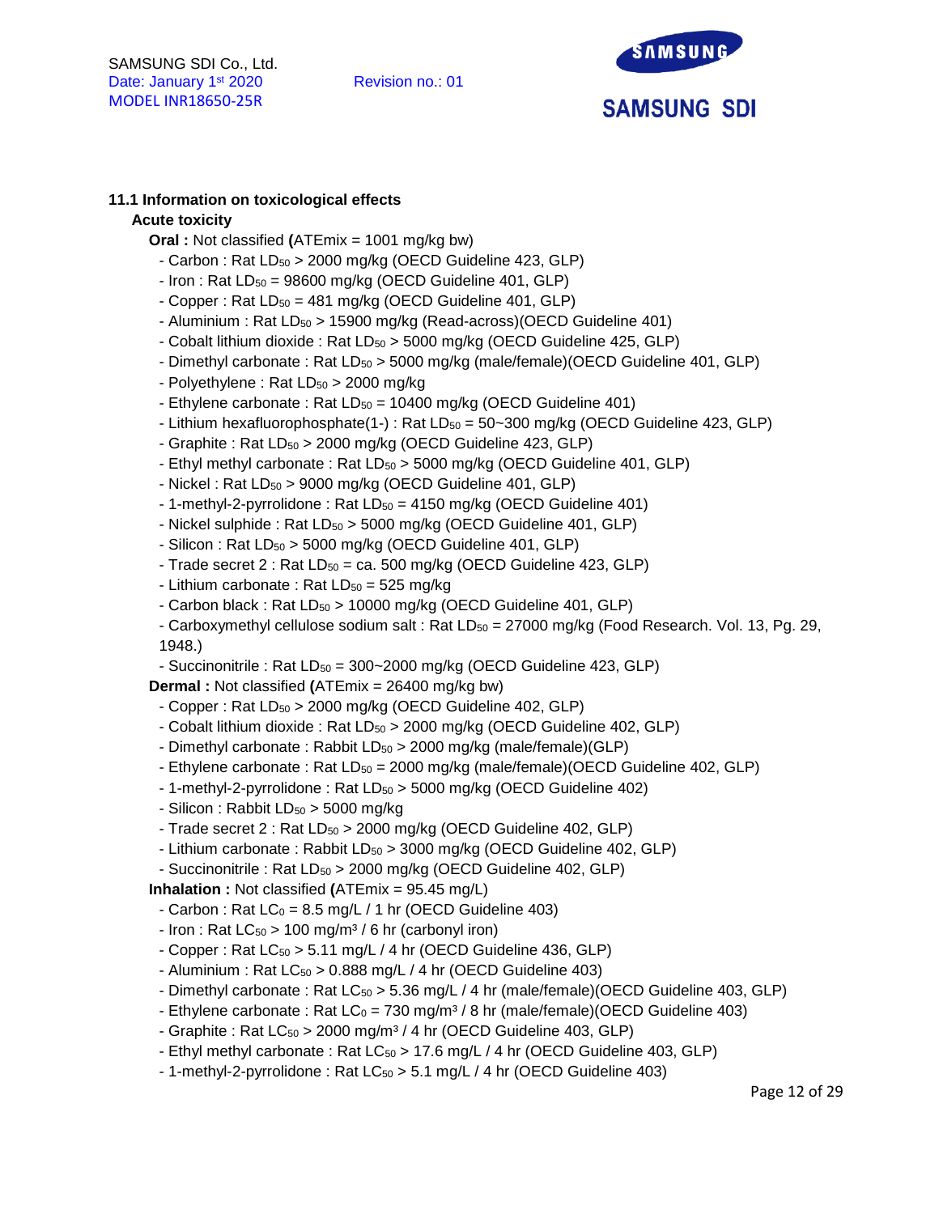### 11.1 Information on toxicological effects

**Acute toxicity**

**Oral :** Not classified **(**ATEmix = 1001 mg/kg bw)

- Carbon : Rat $LD_{50}$ > 2000 mg/kg (OECD Guideline 423, GLP)
- Iron : Rat $LD_{50}$ = 98600 mg/kg (OECD Guideline 401, GLP)
- Copper : Rat $LD_{50}$ = 481 mg/kg (OECD Guideline 401, GLP)
- Aluminium : Rat $LD_{50}$ > 15900 mg/kg (Read-across)(OECD Guideline 401)
- Cobalt lithium dioxide : Rat $LD_{50}$ > 5000 mg/kg (OECD Guideline 425, GLP)
- Dimethyl carbonate : Rat $LD_{50}$ > 5000 mg/kg (male/female)(OECD Guideline 401, GLP)
- Polyethylene : Rat $LD_{50}$ > 2000 mg/kg
- Ethylene carbonate : Rat $LD_{50}$ = 10400 mg/kg (OECD Guideline 401)
- Lithium hexafluorophosphate(1-) : Rat $LD_{50}$ = 50~300 mg/kg (OECD Guideline 423, GLP)
- Graphite : Rat $LD_{50}$ > 2000 mg/kg (OECD Guideline 423, GLP)
- Ethyl methyl carbonate : Rat $LD_{50}$ > 5000 mg/kg (OECD Guideline 401, GLP)
- Nickel : Rat $LD_{50}$ > 9000 mg/kg (OECD Guideline 401, GLP)
- 1-methyl-2-pyrrolidone : Rat $LD_{50}$ = 4150 mg/kg (OECD Guideline 401)
- Nickel sulphide : Rat $LD_{50}$ > 5000 mg/kg (OECD Guideline 401, GLP)
- Silicon : Rat $LD_{50}$ > 5000 mg/kg (OECD Guideline 401, GLP)
- Trade secret 2 : Rat $LD_{50}$ = ca. 500 mg/kg (OECD Guideline 423, GLP)
- Lithium carbonate : Rat $LD_{50}$ = 525 mg/kg
- Carbon black : Rat $LD_{50}$ > 10000 mg/kg (OECD Guideline 401, GLP)
- Carboxymethyl cellulose sodium salt : Rat $LD_{50}$ = 27000 mg/kg (Food Research. Vol. 13, Pg. 29, 1948.)
- Succinonitrile : Rat $LD_{50}$ = 300~2000 mg/kg (OECD Guideline 423, GLP)

**Dermal :** Not classified **(**ATEmix = 26400 mg/kg bw)

- Copper : Rat $LD_{50}$ > 2000 mg/kg (OECD Guideline 402, GLP)
- Cobalt lithium dioxide : Rat $LD_{50}$ > 2000 mg/kg (OECD Guideline 402, GLP)
- Dimethyl carbonate : Rabbit $LD_{50}$ > 2000 mg/kg (male/female)(GLP)
- Ethylene carbonate : Rat $LD_{50}$ = 2000 mg/kg (male/female)(OECD Guideline 402, GLP)
- 1-methyl-2-pyrrolidone : Rat $LD_{50}$ > 5000 mg/kg (OECD Guideline 402)
- Silicon : Rabbit $LD_{50}$ > 5000 mg/kg
- Trade secret 2 : Rat $LD_{50}$ > 2000 mg/kg (OECD Guideline 402, GLP)
- Lithium carbonate : Rabbit $LD_{50}$ > 3000 mg/kg (OECD Guideline 402, GLP)
- Succinonitrile : Rat $LD_{50}$ > 2000 mg/kg (OECD Guideline 402, GLP)

**Inhalation :** Not classified **(**ATEmix = 95.45 mg/L)

- Carbon : Rat $LC_0$ = 8.5 mg/L / 1 hr (OECD Guideline 403)
- Iron : Rat $LC_{50}$ > 100 mg/m³ / 6 hr (carbonyl iron)
- Copper : Rat $LC_{50}$ > 5.11 mg/L / 4 hr (OECD Guideline 436, GLP)
- Aluminium : Rat $LC_{50}$ > 0.888 mg/L / 4 hr (OECD Guideline 403)
- Dimethyl carbonate : Rat $LC_{50}$ > 5.36 mg/L / 4 hr (male/female)(OECD Guideline 403, GLP)
- Ethylene carbonate : Rat $LC_0$ = 730 mg/m³ / 8 hr (male/female)(OECD Guideline 403)
- Graphite : Rat $LC_{50}$ > 2000 mg/m³ / 4 hr (OECD Guideline 403, GLP)
- Ethyl methyl carbonate : Rat $LC_{50}$ > 17.6 mg/L / 4 hr (OECD Guideline 403, GLP)
- 1-methyl-2-pyrrolidone : Rat $LC_{50}$ > 5.1 mg/L / 4 hr (OECD Guideline 403)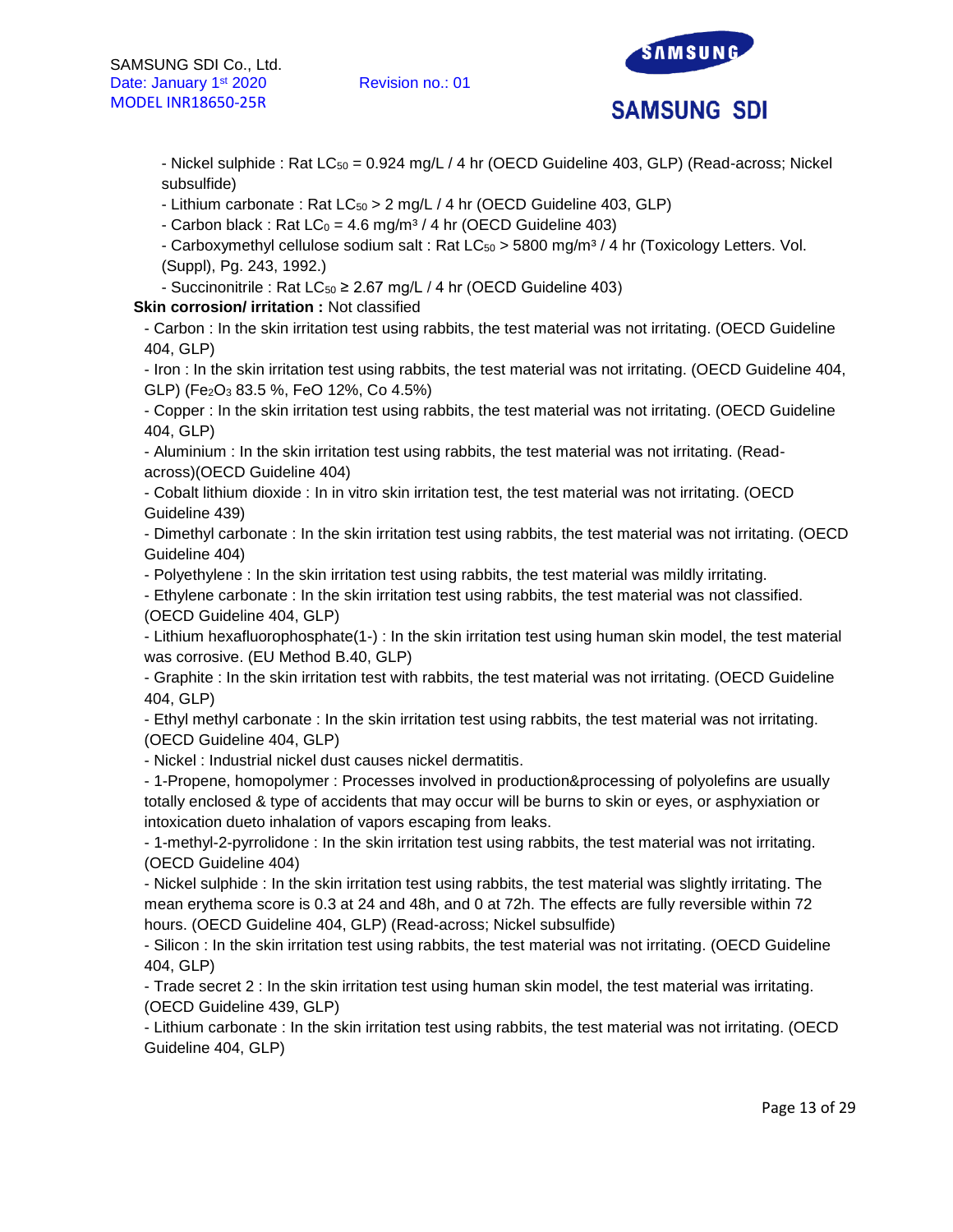- Nickel sulphide : Rat $LC_{50}$ = 0.924 mg/L / 4 hr (OECD Guideline 403, GLP) (Read-across; Nickel subsulfide)
- Lithium carbonate : Rat $LC_{50}$ > 2 mg/L / 4 hr (OECD Guideline 403, GLP)
- Carbon black : Rat $LC_0$ = 4.6 mg/m³ / 4 hr (OECD Guideline 403)
- Carboxymethyl cellulose sodium salt : Rat $LC_{50}$ > 5800 mg/m³ / 4 hr (Toxicology Letters. Vol. (Suppl), Pg. 243, 1992.)
- Succinonitrile : Rat $LC_{50}$ ≥ 2.67 mg/L / 4 hr (OECD Guideline 403)

**Skin corrosion/ irritation :** Not classified

- Carbon : In the skin irritation test using rabbits, the test material was not irritating. (OECD Guideline 404, GLP)
- Iron : In the skin irritation test using rabbits, the test material was not irritating. (OECD Guideline 404, GLP) ($Fe_2O_3$ 83.5 %, FeO 12%, Co 4.5%)
- Copper : In the skin irritation test using rabbits, the test material was not irritating. (OECD Guideline 404, GLP)
- Aluminium : In the skin irritation test using rabbits, the test material was not irritating. (Read-across)(OECD Guideline 404)
- Cobalt lithium dioxide : In in vitro skin irritation test, the test material was not irritating. (OECD Guideline 439)
- Dimethyl carbonate : In the skin irritation test using rabbits, the test material was not irritating. (OECD Guideline 404)
- Polyethylene : In the skin irritation test using rabbits, the test material was mildly irritating.
- Ethylene carbonate : In the skin irritation test using rabbits, the test material was not classified. (OECD Guideline 404, GLP)
- Lithium hexafluorophosphate(1-) : In the skin irritation test using human skin model, the test material was corrosive. (EU Method B.40, GLP)
- Graphite : In the skin irritation test with rabbits, the test material was not irritating. (OECD Guideline 404, GLP)
- Ethyl methyl carbonate : In the skin irritation test using rabbits, the test material was not irritating. (OECD Guideline 404, GLP)
- Nickel : Industrial nickel dust causes nickel dermatitis.
- 1-Propene, homopolymer : Processes involved in production&processing of polyolefins are usually totally enclosed & type of accidents that may occur will be burns to skin or eyes, or asphyxiation or intoxication dueto inhalation of vapors escaping from leaks.
- 1-methyl-2-pyrrolidone : In the skin irritation test using rabbits, the test material was not irritating. (OECD Guideline 404)
- Nickel sulphide : In the skin irritation test using rabbits, the test material was slightly irritating. The mean erythema score is 0.3 at 24 and 48h, and 0 at 72h. The effects are fully reversible within 72 hours. (OECD Guideline 404, GLP) (Read-across; Nickel subsulfide)
- Silicon : In the skin irritation test using rabbits, the test material was not irritating. (OECD Guideline 404, GLP)
- Trade secret 2 : In the skin irritation test using human skin model, the test material was irritating. (OECD Guideline 439, GLP)
- Lithium carbonate : In the skin irritation test using rabbits, the test material was not irritating. (OECD Guideline 404, GLP)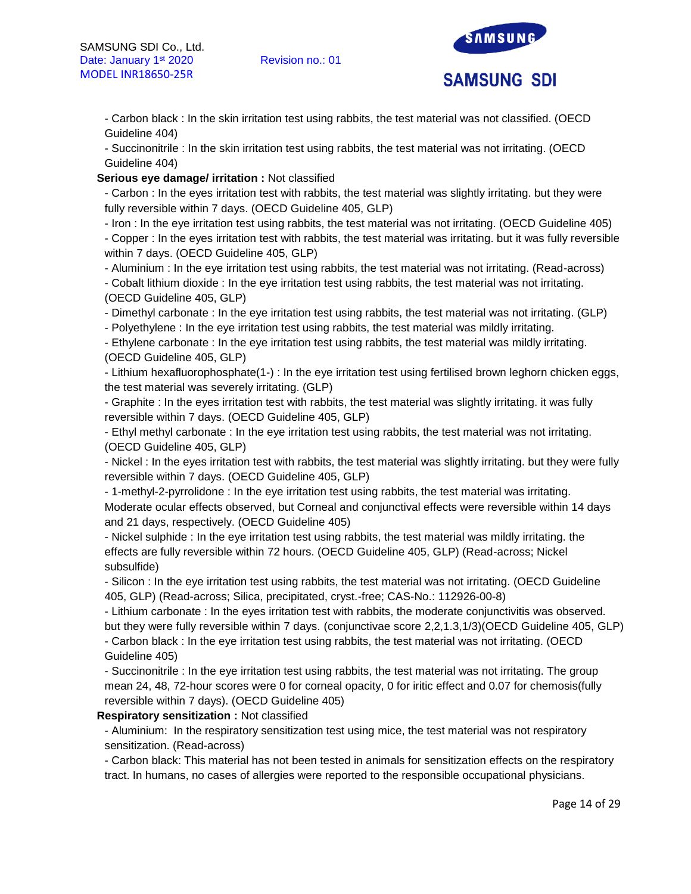- Carbon black : In the skin irritation test using rabbits, the test material was not classified. (OECD Guideline 404)
- Succinonitrile : In the skin irritation test using rabbits, the test material was not irritating. (OECD Guideline 404)

**Serious eye damage/ irritation :** Not classified

- Carbon : In the eyes irritation test with rabbits, the test material was slightly irritating. but they were fully reversible within 7 days. (OECD Guideline 405, GLP)
- Iron : In the eye irritation test using rabbits, the test material was not irritating. (OECD Guideline 405)
- Copper : In the eyes irritation test with rabbits, the test material was irritating. but it was fully reversible within 7 days. (OECD Guideline 405, GLP)
- Aluminium : In the eye irritation test using rabbits, the test material was not irritating. (Read-across)
- Cobalt lithium dioxide : In the eye irritation test using rabbits, the test material was not irritating. (OECD Guideline 405, GLP)
- Dimethyl carbonate : In the eye irritation test using rabbits, the test material was not irritating. (GLP)
- Polyethylene : In the eye irritation test using rabbits, the test material was mildly irritating.
- Ethylene carbonate : In the eye irritation test using rabbits, the test material was mildly irritating. (OECD Guideline 405, GLP)
- Lithium hexafluorophosphate(1-) : In the eye irritation test using fertilised brown leghorn chicken eggs, the test material was severely irritating. (GLP)
- Graphite : In the eyes irritation test with rabbits, the test material was slightly irritating. it was fully reversible within 7 days. (OECD Guideline 405, GLP)
- Ethyl methyl carbonate : In the eye irritation test using rabbits, the test material was not irritating. (OECD Guideline 405, GLP)
- Nickel : In the eyes irritation test with rabbits, the test material was slightly irritating. but they were fully reversible within 7 days. (OECD Guideline 405, GLP)
- 1-methyl-2-pyrrolidone : In the eye irritation test using rabbits, the test material was irritating. Moderate ocular effects observed, but Corneal and conjunctival effects were reversible within 14 days and 21 days, respectively. (OECD Guideline 405)
- Nickel sulphide : In the eye irritation test using rabbits, the test material was mildly irritating. the effects are fully reversible within 72 hours. (OECD Guideline 405, GLP) (Read-across; Nickel subsulfide)
- Silicon : In the eye irritation test using rabbits, the test material was not irritating. (OECD Guideline 405, GLP) (Read-across; Silica, precipitated, cryst.-free; CAS-No.: 112926-00-8)
- Lithium carbonate : In the eyes irritation test with rabbits, the moderate conjunctivitis was observed. but they were fully reversible within 7 days. (conjunctivae score 2,2,1.3,1/3)(OECD Guideline 405, GLP)
- Carbon black : In the eye irritation test using rabbits, the test material was not irritating. (OECD Guideline 405)
- Succinonitrile : In the eye irritation test using rabbits, the test material was not irritating. The group mean 24, 48, 72-hour scores were 0 for corneal opacity, 0 for iritic effect and 0.07 for chemosis(fully reversible within 7 days). (OECD Guideline 405)

**Respiratory sensitization :** Not classified

- Aluminium: In the respiratory sensitization test using mice, the test material was not respiratory sensitization. (Read-across)
- Carbon black: This material has not been tested in animals for sensitization effects on the respiratory tract. In humans, no cases of allergies were reported to the responsible occupational physicians.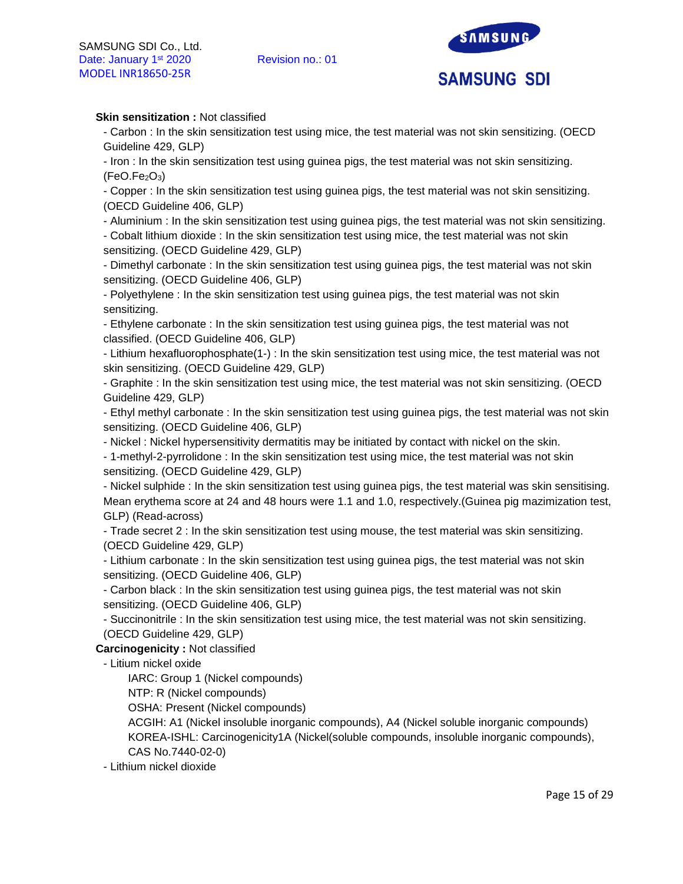**Skin sensitization :** Not classified

- Carbon : In the skin sensitization test using mice, the test material was not skin sensitizing. (OECD Guideline 429, GLP)
- Iron : In the skin sensitization test using guinea pigs, the test material was not skin sensitizing. ($FeO.Fe_2O_3$)
- Copper : In the skin sensitization test using guinea pigs, the test material was not skin sensitizing. (OECD Guideline 406, GLP)
- Aluminium : In the skin sensitization test using guinea pigs, the test material was not skin sensitizing.
- Cobalt lithium dioxide : In the skin sensitization test using mice, the test material was not skin sensitizing. (OECD Guideline 429, GLP)
- Dimethyl carbonate : In the skin sensitization test using guinea pigs, the test material was not skin sensitizing. (OECD Guideline 406, GLP)
- Polyethylene : In the skin sensitization test using guinea pigs, the test material was not skin sensitizing.
- Ethylene carbonate : In the skin sensitization test using guinea pigs, the test material was not classified. (OECD Guideline 406, GLP)
- Lithium hexafluorophosphate(1-) : In the skin sensitization test using mice, the test material was not skin sensitizing. (OECD Guideline 429, GLP)
- Graphite : In the skin sensitization test using mice, the test material was not skin sensitizing. (OECD Guideline 429, GLP)
- Ethyl methyl carbonate : In the skin sensitization test using guinea pigs, the test material was not skin sensitizing. (OECD Guideline 406, GLP)
- Nickel : Nickel hypersensitivity dermatitis may be initiated by contact with nickel on the skin.
- 1-methyl-2-pyrrolidone : In the skin sensitization test using mice, the test material was not skin sensitizing. (OECD Guideline 429, GLP)
- Nickel sulphide : In the skin sensitization test using guinea pigs, the test material was skin sensitising. Mean erythema score at 24 and 48 hours were 1.1 and 1.0, respectively.(Guinea pig mazimization test, GLP) (Read-across)
- Trade secret 2 : In the skin sensitization test using mouse, the test material was skin sensitizing. (OECD Guideline 429, GLP)
- Lithium carbonate : In the skin sensitization test using guinea pigs, the test material was not skin sensitizing. (OECD Guideline 406, GLP)
- Carbon black : In the skin sensitization test using guinea pigs, the test material was not skin sensitizing. (OECD Guideline 406, GLP)
- Succinonitrile : In the skin sensitization test using mice, the test material was not skin sensitizing. (OECD Guideline 429, GLP)

**Carcinogenicity :** Not classified

- Litium nickel oxide
  - IARC: Group 1 (Nickel compounds)
  - NTP: R (Nickel compounds)
  - OSHA: Present (Nickel compounds)
  - ACGIH: A1 (Nickel insoluble inorganic compounds), A4 (Nickel soluble inorganic compounds)
  - KOREA-ISHL: Carcinogenicity1A (Nickel(soluble compounds, insoluble inorganic compounds), CAS No.7440-02-0)
- Lithium nickel dioxide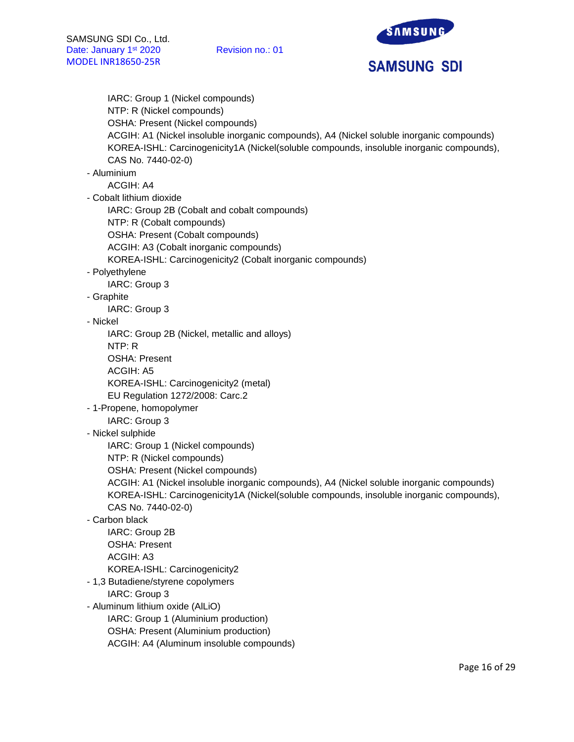IARC: Group 1 (Nickel compounds)
  NTP: R (Nickel compounds)
  OSHA: Present (Nickel compounds)
  ACGIH: A1 (Nickel insoluble inorganic compounds), A4 (Nickel soluble inorganic compounds)
  KOREA-ISHL: Carcinogenicity1A (Nickel(soluble compounds, insoluble inorganic compounds), CAS No. 7440-02-0)

- Aluminium
  - ACGIH: A4
- Cobalt lithium dioxide
  - IARC: Group 2B (Cobalt and cobalt compounds)
  - NTP: R (Cobalt compounds)
  - OSHA: Present (Cobalt compounds)
  - ACGIH: A3 (Cobalt inorganic compounds)
  - KOREA-ISHL: Carcinogenicity2 (Cobalt inorganic compounds)
- Polyethylene
  - IARC: Group 3
- Graphite
  - IARC: Group 3
- Nickel
  - IARC: Group 2B (Nickel, metallic and alloys)
  - NTP: R
  - OSHA: Present
  - ACGIH: A5
  - KOREA-ISHL: Carcinogenicity2 (metal)
  - EU Regulation 1272/2008: Carc.2
- 1-Propene, homopolymer
  - IARC: Group 3
- Nickel sulphide
  - IARC: Group 1 (Nickel compounds)
  - NTP: R (Nickel compounds)
  - OSHA: Present (Nickel compounds)
  - ACGIH: A1 (Nickel insoluble inorganic compounds), A4 (Nickel soluble inorganic compounds)
  - KOREA-ISHL: Carcinogenicity1A (Nickel(soluble compounds, insoluble inorganic compounds), CAS No. 7440-02-0)
- Carbon black
  - IARC: Group 2B
  - OSHA: Present
  - ACGIH: A3
  - KOREA-ISHL: Carcinogenicity2
- 1,3 Butadiene/styrene copolymers
  - IARC: Group 3
- Aluminum lithium oxide (AlLiO)
  - IARC: Group 1 (Aluminium production)
  - OSHA: Present (Aluminium production)
  - ACGIH: A4 (Aluminum insoluble compounds)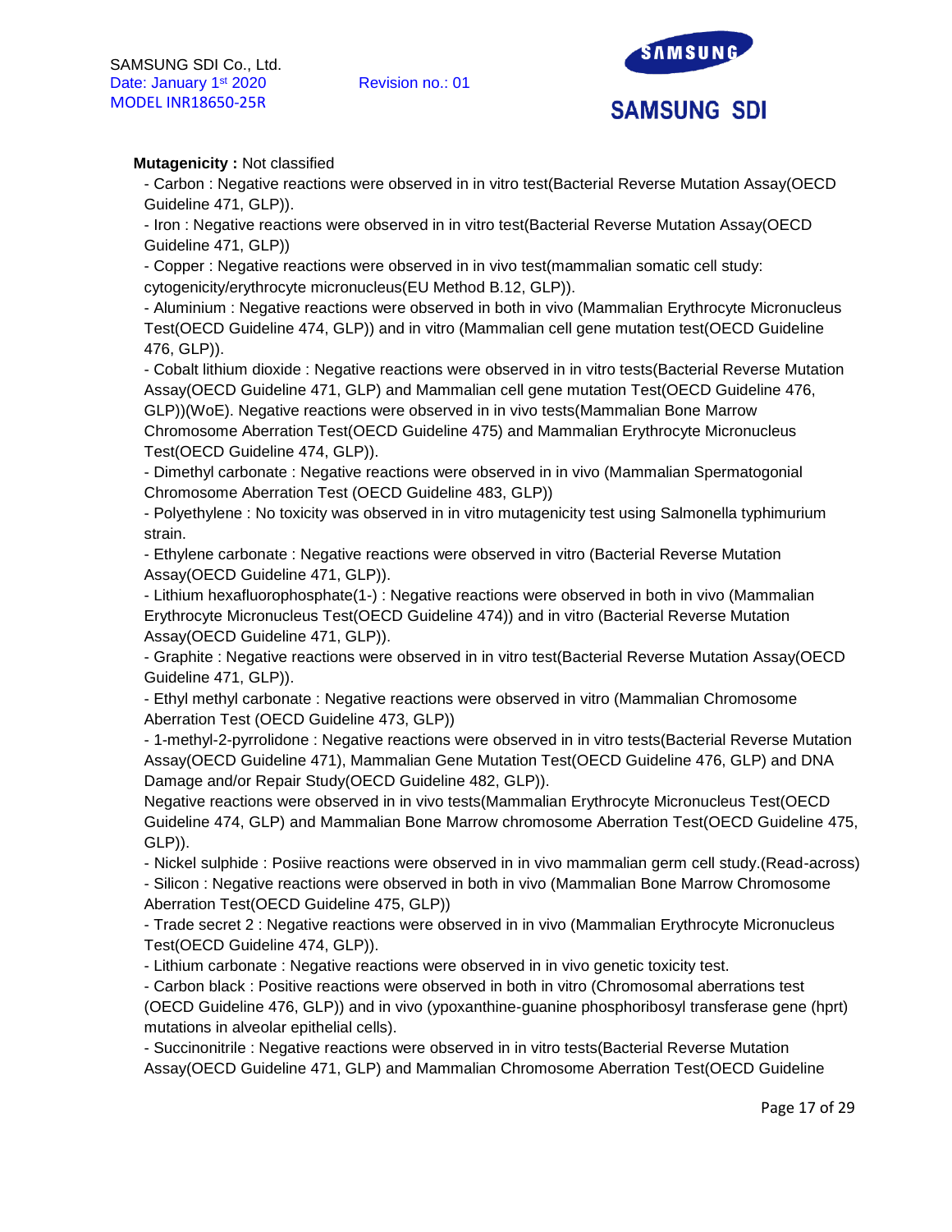**Mutagenicity :** Not classified

- Carbon : Negative reactions were observed in in vitro test(Bacterial Reverse Mutation Assay(OECD Guideline 471, GLP)).
- Iron : Negative reactions were observed in in vitro test(Bacterial Reverse Mutation Assay(OECD Guideline 471, GLP))
- Copper : Negative reactions were observed in in vivo test(mammalian somatic cell study: cytogenicity/erythrocyte micronucleus(EU Method B.12, GLP)).
- Aluminium : Negative reactions were observed in both in vivo (Mammalian Erythrocyte Micronucleus Test(OECD Guideline 474, GLP)) and in vitro (Mammalian cell gene mutation test(OECD Guideline 476, GLP)).
- Cobalt lithium dioxide : Negative reactions were observed in in vitro tests(Bacterial Reverse Mutation Assay(OECD Guideline 471, GLP) and Mammalian cell gene mutation Test(OECD Guideline 476, GLP))(WoE). Negative reactions were observed in in vivo tests(Mammalian Bone Marrow Chromosome Aberration Test(OECD Guideline 475) and Mammalian Erythrocyte Micronucleus Test(OECD Guideline 474, GLP)).
- Dimethyl carbonate : Negative reactions were observed in in vivo (Mammalian Spermatogonial Chromosome Aberration Test (OECD Guideline 483, GLP))
- Polyethylene : No toxicity was observed in in vitro mutagenicity test using Salmonella typhimurium strain.
- Ethylene carbonate : Negative reactions were observed in vitro (Bacterial Reverse Mutation Assay(OECD Guideline 471, GLP)).
- Lithium hexafluorophosphate(1-) : Negative reactions were observed in both in vivo (Mammalian Erythrocyte Micronucleus Test(OECD Guideline 474)) and in vitro (Bacterial Reverse Mutation Assay(OECD Guideline 471, GLP)).
- Graphite : Negative reactions were observed in in vitro test(Bacterial Reverse Mutation Assay(OECD Guideline 471, GLP)).
- Ethyl methyl carbonate : Negative reactions were observed in vitro (Mammalian Chromosome Aberration Test (OECD Guideline 473, GLP))
- 1-methyl-2-pyrrolidone : Negative reactions were observed in in vitro tests(Bacterial Reverse Mutation Assay(OECD Guideline 471), Mammalian Gene Mutation Test(OECD Guideline 476, GLP) and DNA Damage and/or Repair Study(OECD Guideline 482, GLP)).
  Negative reactions were observed in in vivo tests(Mammalian Erythrocyte Micronucleus Test(OECD Guideline 474, GLP) and Mammalian Bone Marrow chromosome Aberration Test(OECD Guideline 475, GLP)).
- Nickel sulphide : Posiive reactions were observed in in vivo mammalian germ cell study.(Read-across)
- Silicon : Negative reactions were observed in both in vivo (Mammalian Bone Marrow Chromosome Aberration Test(OECD Guideline 475, GLP))
- Trade secret 2 : Negative reactions were observed in in vivo (Mammalian Erythrocyte Micronucleus Test(OECD Guideline 474, GLP)).
- Lithium carbonate : Negative reactions were observed in in vivo genetic toxicity test.
- Carbon black : Positive reactions were observed in both in vitro (Chromosomal aberrations test (OECD Guideline 476, GLP)) and in vivo (ypoxanthine-guanine phosphoribosyl transferase gene (hprt) mutations in alveolar epithelial cells).
- Succinonitrile : Negative reactions were observed in in vitro tests(Bacterial Reverse Mutation Assay(OECD Guideline 471, GLP) and Mammalian Chromosome Aberration Test(OECD Guideline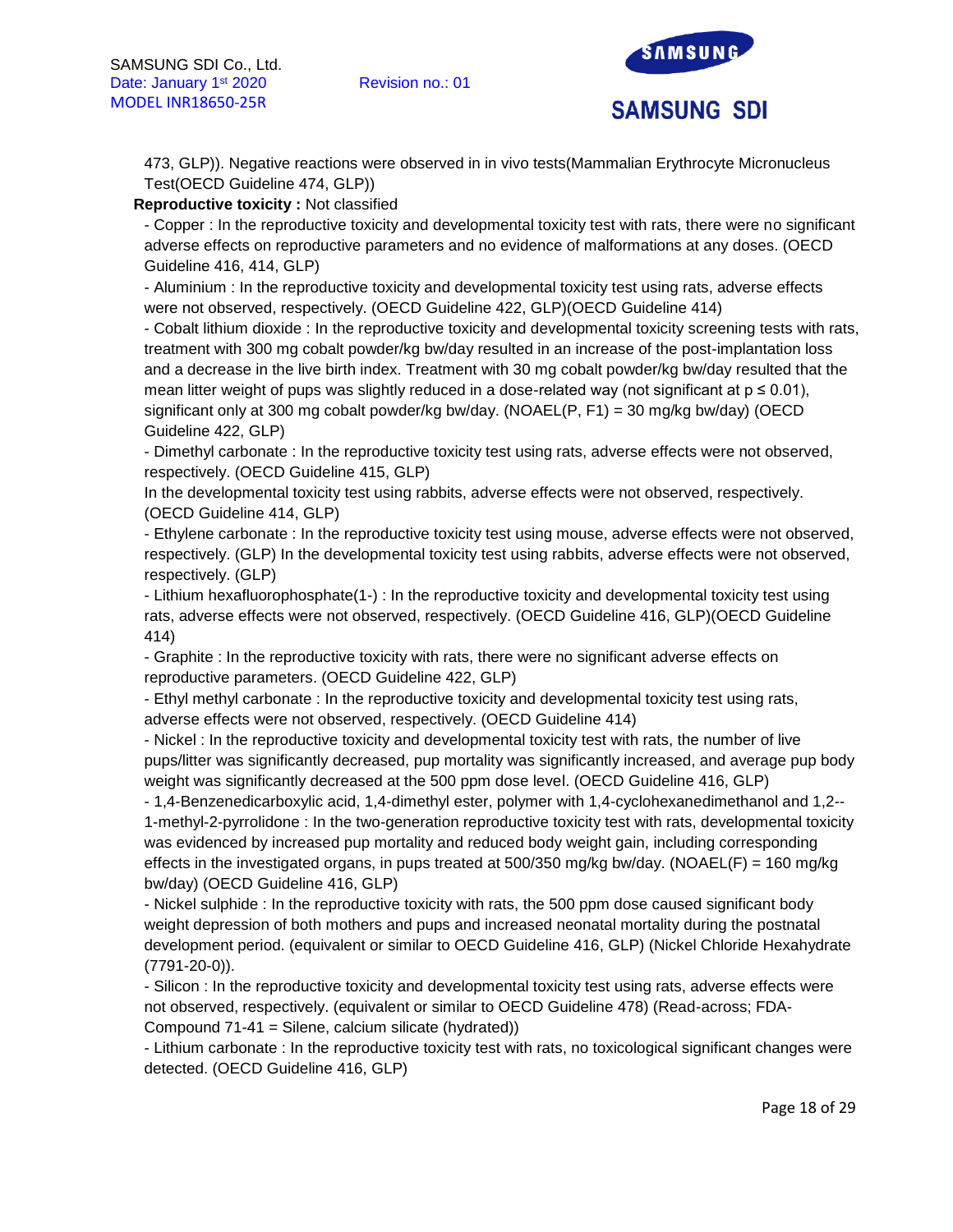473, GLP)). Negative reactions were observed in in vivo tests(Mammalian Erythrocyte Micronucleus Test(OECD Guideline 474, GLP))

**Reproductive toxicity :** Not classified

- Copper : In the reproductive toxicity and developmental toxicity test with rats, there were no significant adverse effects on reproductive parameters and no evidence of malformations at any doses. (OECD Guideline 416, 414, GLP)
- Aluminium : In the reproductive toxicity and developmental toxicity test using rats, adverse effects were not observed, respectively. (OECD Guideline 422, GLP)(OECD Guideline 414)
- Cobalt lithium dioxide : In the reproductive toxicity and developmental toxicity screening tests with rats, treatment with 300 mg cobalt powder/kg bw/day resulted in an increase of the post-implantation loss and a decrease in the live birth index. Treatment with 30 mg cobalt powder/kg bw/day resulted that the mean litter weight of pups was slightly reduced in a dose-related way (not significant at $p \leq 0.01$), significant only at 300 mg cobalt powder/kg bw/day. (NOAEL(P, F1) = 30 mg/kg bw/day) (OECD Guideline 422, GLP)
- Dimethyl carbonate : In the reproductive toxicity test using rats, adverse effects were not observed, respectively. (OECD Guideline 415, GLP)
  In the developmental toxicity test using rabbits, adverse effects were not observed, respectively. (OECD Guideline 414, GLP)
- Ethylene carbonate : In the reproductive toxicity test using mouse, adverse effects were not observed, respectively. (GLP) In the developmental toxicity test using rabbits, adverse effects were not observed, respectively. (GLP)
- Lithium hexafluorophosphate(1-) : In the reproductive toxicity and developmental toxicity test using rats, adverse effects were not observed, respectively. (OECD Guideline 416, GLP)(OECD Guideline 414)
- Graphite : In the reproductive toxicity with rats, there were no significant adverse effects on reproductive parameters. (OECD Guideline 422, GLP)
- Ethyl methyl carbonate : In the reproductive toxicity and developmental toxicity test using rats, adverse effects were not observed, respectively. (OECD Guideline 414)
- Nickel : In the reproductive toxicity and developmental toxicity test with rats, the number of live pups/litter was significantly decreased, pup mortality was significantly increased, and average pup body weight was significantly decreased at the 500 ppm dose level. (OECD Guideline 416, GLP)
- 1,4-Benzenedicarboxylic acid, 1,4-dimethyl ester, polymer with 1,4-cyclohexanedimethanol and 1,2--1-methyl-2-pyrrolidone : In the two-generation reproductive toxicity test with rats, developmental toxicity was evidenced by increased pup mortality and reduced body weight gain, including corresponding effects in the investigated organs, in pups treated at 500/350 mg/kg bw/day. (NOAEL(F) = 160 mg/kg bw/day) (OECD Guideline 416, GLP)
- Nickel sulphide : In the reproductive toxicity with rats, the 500 ppm dose caused significant body weight depression of both mothers and pups and increased neonatal mortality during the postnatal development period. (equivalent or similar to OECD Guideline 416, GLP) (Nickel Chloride Hexahydrate (7791-20-0)).
- Silicon : In the reproductive toxicity and developmental toxicity test using rats, adverse effects were not observed, respectively. (equivalent or similar to OECD Guideline 478) (Read-across; FDA-Compound 71-41 = Silene, calcium silicate (hydrated))
- Lithium carbonate : In the reproductive toxicity test with rats, no toxicological significant changes were detected. (OECD Guideline 416, GLP)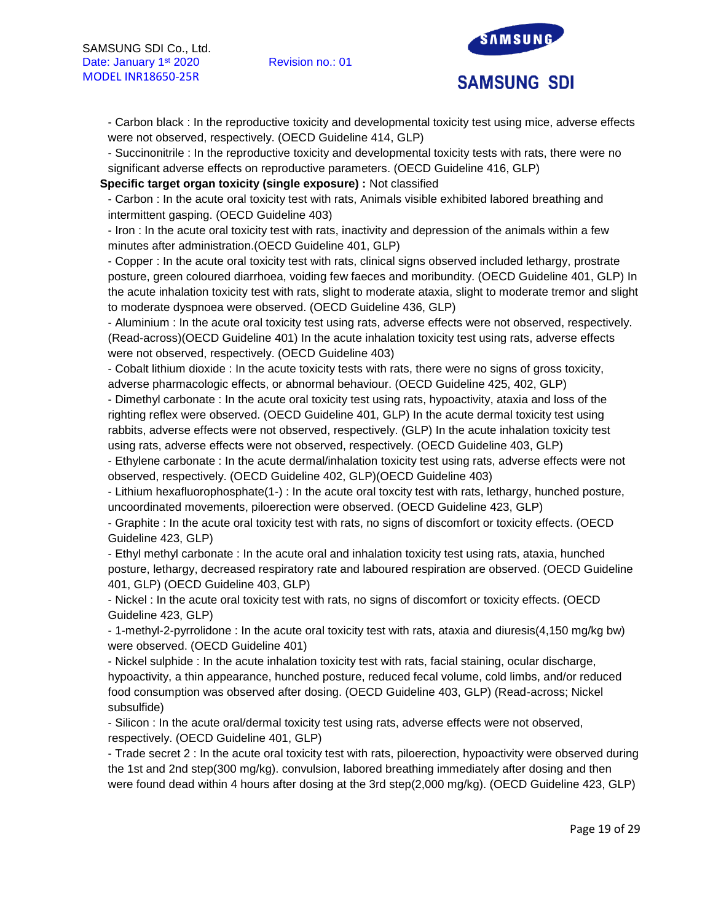- Carbon black : In the reproductive toxicity and developmental toxicity test using mice, adverse effects were not observed, respectively. (OECD Guideline 414, GLP)

- Succinonitrile : In the reproductive toxicity and developmental toxicity tests with rats, there were no significant adverse effects on reproductive parameters. (OECD Guideline 416, GLP)

**Specific target organ toxicity (single exposure) :** Not classified

- Carbon : In the acute oral toxicity test with rats, Animals visible exhibited labored breathing and intermittent gasping. (OECD Guideline 403)

- Iron : In the acute oral toxicity test with rats, inactivity and depression of the animals within a few minutes after administration.(OECD Guideline 401, GLP)

- Copper : In the acute oral toxicity test with rats, clinical signs observed included lethargy, prostrate posture, green coloured diarrhoea, voiding few faeces and moribundity. (OECD Guideline 401, GLP) In the acute inhalation toxicity test with rats, slight to moderate ataxia, slight to moderate tremor and slight to moderate dyspnoea were observed. (OECD Guideline 436, GLP)

- Aluminium : In the acute oral toxicity test using rats, adverse effects were not observed, respectively. (Read-across)(OECD Guideline 401) In the acute inhalation toxicity test using rats, adverse effects were not observed, respectively. (OECD Guideline 403)

- Cobalt lithium dioxide : In the acute toxicity tests with rats, there were no signs of gross toxicity, adverse pharmacologic effects, or abnormal behaviour. (OECD Guideline 425, 402, GLP)

- Dimethyl carbonate : In the acute oral toxicity test using rats, hypoactivity, ataxia and loss of the righting reflex were observed. (OECD Guideline 401, GLP) In the acute dermal toxicity test using rabbits, adverse effects were not observed, respectively. (GLP) In the acute inhalation toxicity test using rats, adverse effects were not observed, respectively. (OECD Guideline 403, GLP)

- Ethylene carbonate : In the acute dermal/inhalation toxicity test using rats, adverse effects were not observed, respectively. (OECD Guideline 402, GLP)(OECD Guideline 403)

- Lithium hexafluorophosphate(1-) : In the acute oral toxcity test with rats, lethargy, hunched posture, uncoordinated movements, piloerection were observed. (OECD Guideline 423, GLP)

- Graphite : In the acute oral toxicity test with rats, no signs of discomfort or toxicity effects. (OECD Guideline 423, GLP)

- Ethyl methyl carbonate : In the acute oral and inhalation toxicity test using rats, ataxia, hunched posture, lethargy, decreased respiratory rate and laboured respiration are observed. (OECD Guideline 401, GLP) (OECD Guideline 403, GLP)

- Nickel : In the acute oral toxicity test with rats, no signs of discomfort or toxicity effects. (OECD Guideline 423, GLP)

- 1-methyl-2-pyrrolidone : In the acute oral toxicity test with rats, ataxia and diuresis(4,150 mg/kg bw) were observed. (OECD Guideline 401)

- Nickel sulphide : In the acute inhalation toxicity test with rats, facial staining, ocular discharge, hypoactivity, a thin appearance, hunched posture, reduced fecal volume, cold limbs, and/or reduced food consumption was observed after dosing. (OECD Guideline 403, GLP) (Read-across; Nickel subsulfide)

- Silicon : In the acute oral/dermal toxicity test using rats, adverse effects were not observed, respectively. (OECD Guideline 401, GLP)

- Trade secret 2 : In the acute oral toxicity test with rats, piloerection, hypoactivity were observed during the 1st and 2nd step(300 mg/kg). convulsion, labored breathing immediately after dosing and then were found dead within 4 hours after dosing at the 3rd step(2,000 mg/kg). (OECD Guideline 423, GLP)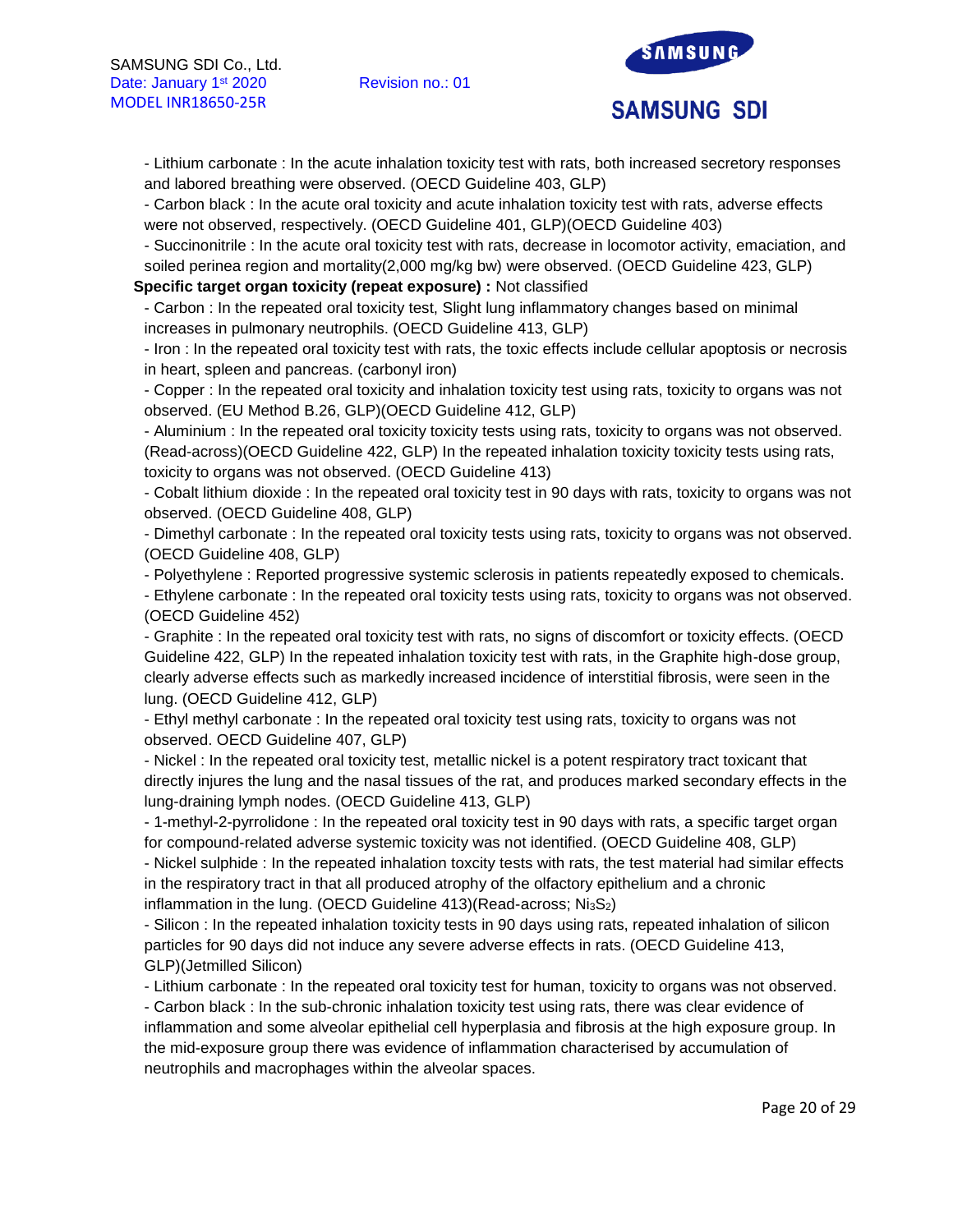- Lithium carbonate : In the acute inhalation toxicity test with rats, both increased secretory responses and labored breathing were observed. (OECD Guideline 403, GLP)
- Carbon black : In the acute oral toxicity and acute inhalation toxicity test with rats, adverse effects were not observed, respectively. (OECD Guideline 401, GLP)(OECD Guideline 403)
- Succinonitrile : In the acute oral toxicity test with rats, decrease in locomotor activity, emaciation, and soiled perinea region and mortality(2,000 mg/kg bw) were observed. (OECD Guideline 423, GLP)

**Specific target organ toxicity (repeat exposure) :** Not classified

- Carbon : In the repeated oral toxicity test, Slight lung inflammatory changes based on minimal increases in pulmonary neutrophils. (OECD Guideline 413, GLP)
- Iron : In the repeated oral toxicity test with rats, the toxic effects include cellular apoptosis or necrosis in heart, spleen and pancreas. (carbonyl iron)
- Copper : In the repeated oral toxicity and inhalation toxicity test using rats, toxicity to organs was not observed. (EU Method B.26, GLP)(OECD Guideline 412, GLP)
- Aluminium : In the repeated oral toxicity toxicity tests using rats, toxicity to organs was not observed. (Read-across)(OECD Guideline 422, GLP) In the repeated inhalation toxicity toxicity tests using rats, toxicity to organs was not observed. (OECD Guideline 413)
- Cobalt lithium dioxide : In the repeated oral toxicity test in 90 days with rats, toxicity to organs was not observed. (OECD Guideline 408, GLP)
- Dimethyl carbonate : In the repeated oral toxicity tests using rats, toxicity to organs was not observed. (OECD Guideline 408, GLP)
- Polyethylene : Reported progressive systemic sclerosis in patients repeatedly exposed to chemicals.
- Ethylene carbonate : In the repeated oral toxicity tests using rats, toxicity to organs was not observed. (OECD Guideline 452)
- Graphite : In the repeated oral toxicity test with rats, no signs of discomfort or toxicity effects. (OECD Guideline 422, GLP) In the repeated inhalation toxicity test with rats, in the Graphite high-dose group, clearly adverse effects such as markedly increased incidence of interstitial fibrosis, were seen in the lung. (OECD Guideline 412, GLP)
- Ethyl methyl carbonate : In the repeated oral toxicity test using rats, toxicity to organs was not observed. OECD Guideline 407, GLP)
- Nickel : In the repeated oral toxicity test, metallic nickel is a potent respiratory tract toxicant that directly injures the lung and the nasal tissues of the rat, and produces marked secondary effects in the lung-draining lymph nodes. (OECD Guideline 413, GLP)
- 1-methyl-2-pyrrolidone : In the repeated oral toxicity test in 90 days with rats, a specific target organ for compound-related adverse systemic toxicity was not identified. (OECD Guideline 408, GLP)
- Nickel sulphide : In the repeated inhalation toxcity tests with rats, the test material had similar effects in the respiratory tract in that all produced atrophy of the olfactory epithelium and a chronic inflammation in the lung. (OECD Guideline 413)(Read-across; $Ni_3S_2$)
- Silicon : In the repeated inhalation toxicity tests in 90 days using rats, repeated inhalation of silicon particles for 90 days did not induce any severe adverse effects in rats. (OECD Guideline 413, GLP)(Jetmilled Silicon)
- Lithium carbonate : In the repeated oral toxicity test for human, toxicity to organs was not observed.
- Carbon black : In the sub-chronic inhalation toxicity test using rats, there was clear evidence of inflammation and some alveolar epithelial cell hyperplasia and fibrosis at the high exposure group. In the mid-exposure group there was evidence of inflammation characterised by accumulation of neutrophils and macrophages within the alveolar spaces.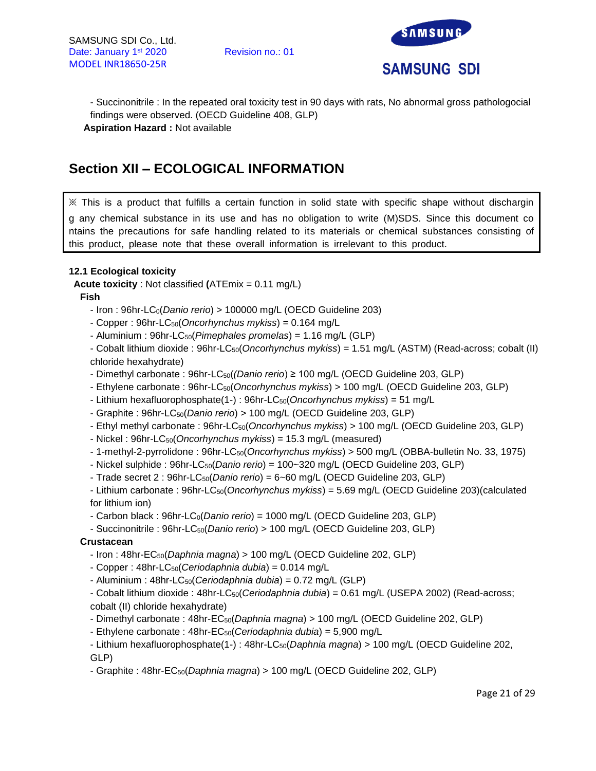- Succinonitrile : In the repeated oral toxicity test in 90 days with rats, No abnormal gross pathologocial findings were observed. (OECD Guideline 408, GLP)

**Aspiration Hazard :** Not available

## Section XII – ECOLOGICAL INFORMATION

※ This is a product that fulfills a certain function in solid state with specific shape without dischargin g any chemical substance in its use and has no obligation to write (M)SDS. Since this document co ntains the precautions for safe handling related to its materials or chemical substances consisting of this product, please note that these overall information is irrelevant to this product.

**12.1 Ecological toxicity**

**Acute toxicity** : Not classified **(**ATEmix = 0.11 mg/L)

**Fish**

- Iron : 96hr-$LC_0$(*Danio rerio*) > 100000 mg/L (OECD Guideline 203)
- Copper : 96hr-$LC_{50}$(*Oncorhynchus mykiss*) = 0.164 mg/L
- Aluminium : 96hr-$LC_{50}$(*Pimephales promelas*) = 1.16 mg/L (GLP)
- Cobalt lithium dioxide : 96hr-$LC_{50}$(*Oncorhynchus mykiss*) = 1.51 mg/L (ASTM) (Read-across; cobalt (II) chloride hexahydrate)
- Dimethyl carbonate : 96hr-$LC_{50}$((*Danio rerio*) ≥ 100 mg/L (OECD Guideline 203, GLP)
- Ethylene carbonate : 96hr-$LC_{50}$(*Oncorhynchus mykiss*) > 100 mg/L (OECD Guideline 203, GLP)
- Lithium hexafluorophosphate(1-) : 96hr-$LC_{50}$(*Oncorhynchus mykiss*) = 51 mg/L
- Graphite : 96hr-$LC_{50}$(*Danio rerio*) > 100 mg/L (OECD Guideline 203, GLP)
- Ethyl methyl carbonate : 96hr-$LC_{50}$(*Oncorhynchus mykiss*) > 100 mg/L (OECD Guideline 203, GLP)
- Nickel : 96hr-$LC_{50}$(*Oncorhynchus mykiss*) = 15.3 mg/L (measured)
- 1-methyl-2-pyrrolidone : 96hr-$LC_{50}$(*Oncorhynchus mykiss*) > 500 mg/L (OBBA-bulletin No. 33, 1975)
- Nickel sulphide : 96hr-$LC_{50}$(*Danio rerio*) = 100~320 mg/L (OECD Guideline 203, GLP)
- Trade secret 2 : 96hr-$LC_{50}$(*Danio rerio*) = 6~60 mg/L (OECD Guideline 203, GLP)
- Lithium carbonate : 96hr-$LC_{50}$(*Oncorhynchus mykiss*) = 5.69 mg/L (OECD Guideline 203)(calculated for lithium ion)
- Carbon black : 96hr-$LC_0$(*Danio rerio*) = 1000 mg/L (OECD Guideline 203, GLP)
- Succinonitrile : 96hr-$LC_{50}$(*Danio rerio*) > 100 mg/L (OECD Guideline 203, GLP)

**Crustacean**

- Iron : 48hr-$EC_{50}$(*Daphnia magna*) > 100 mg/L (OECD Guideline 202, GLP)
- Copper : 48hr-$LC_{50}$(*Ceriodaphnia dubia*) = 0.014 mg/L
- Aluminium : 48hr-$LC_{50}$(*Ceriodaphnia dubia*) = 0.72 mg/L (GLP)
- Cobalt lithium dioxide : 48hr-$LC_{50}$(*Ceriodaphnia dubia*) = 0.61 mg/L (USEPA 2002) (Read-across; cobalt (II) chloride hexahydrate)
- Dimethyl carbonate : 48hr-$EC_{50}$(*Daphnia magna*) > 100 mg/L (OECD Guideline 202, GLP)
- Ethylene carbonate : 48hr-$EC_{50}$(*Ceriodaphnia dubia*) = 5,900 mg/L
- Lithium hexafluorophosphate(1-) : 48hr-$LC_{50}$(*Daphnia magna*) > 100 mg/L (OECD Guideline 202, GLP)
- Graphite : 48hr-$EC_{50}$(*Daphnia magna*) > 100 mg/L (OECD Guideline 202, GLP)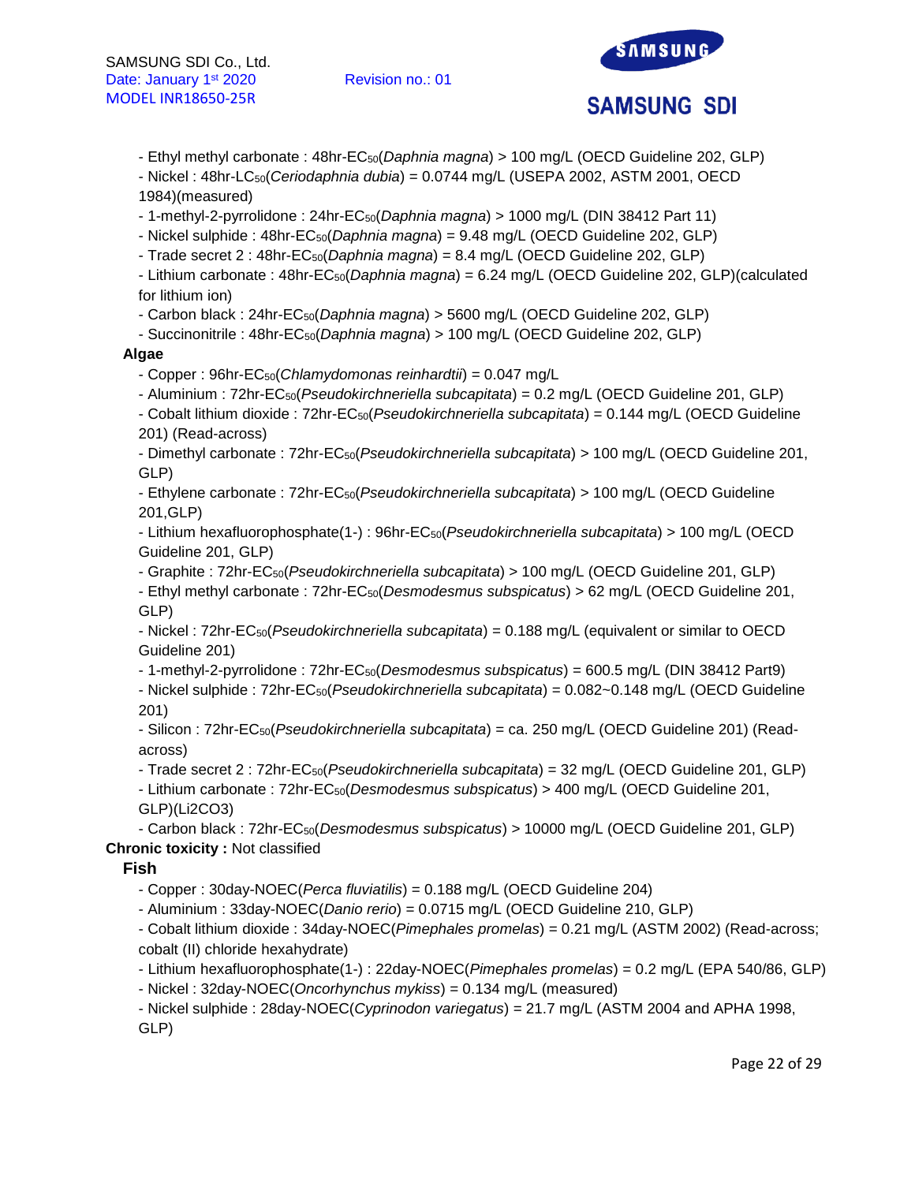- Ethyl methyl carbonate : 48hr-$EC_{50}$(*Daphnia magna*) > 100 mg/L (OECD Guideline 202, GLP)
- Nickel : 48hr-$LC_{50}$(*Ceriodaphnia dubia*) = 0.0744 mg/L (USEPA 2002, ASTM 2001, OECD 1984)(measured)
- 1-methyl-2-pyrrolidone : 24hr-$EC_{50}$(*Daphnia magna*) > 1000 mg/L (DIN 38412 Part 11)
- Nickel sulphide : 48hr-$EC_{50}$(*Daphnia magna*) = 9.48 mg/L (OECD Guideline 202, GLP)
- Trade secret 2 : 48hr-$EC_{50}$(*Daphnia magna*) = 8.4 mg/L (OECD Guideline 202, GLP)
- Lithium carbonate : 48hr-$EC_{50}$(*Daphnia magna*) = 6.24 mg/L (OECD Guideline 202, GLP)(calculated for lithium ion)
- Carbon black : 24hr-$EC_{50}$(*Daphnia magna*) > 5600 mg/L (OECD Guideline 202, GLP)
- Succinonitrile : 48hr-$EC_{50}$(*Daphnia magna*) > 100 mg/L (OECD Guideline 202, GLP)

**Algae**

- Copper : 96hr-$EC_{50}$(*Chlamydomonas reinhardtii*) = 0.047 mg/L
- Aluminium : 72hr-$EC_{50}$(*Pseudokirchneriella subcapitata*) = 0.2 mg/L (OECD Guideline 201, GLP)
- Cobalt lithium dioxide : 72hr-$EC_{50}$(*Pseudokirchneriella subcapitata*) = 0.144 mg/L (OECD Guideline 201) (Read-across)
- Dimethyl carbonate : 72hr-$EC_{50}$(*Pseudokirchneriella subcapitata*) > 100 mg/L (OECD Guideline 201, GLP)
- Ethylene carbonate : 72hr-$EC_{50}$(*Pseudokirchneriella subcapitata*) > 100 mg/L (OECD Guideline 201,GLP)
- Lithium hexafluorophosphate(1-) : 96hr-$EC_{50}$(*Pseudokirchneriella subcapitata*) > 100 mg/L (OECD Guideline 201, GLP)
- Graphite : 72hr-$EC_{50}$(*Pseudokirchneriella subcapitata*) > 100 mg/L (OECD Guideline 201, GLP)
- Ethyl methyl carbonate : 72hr-$EC_{50}$(*Desmodesmus subspicatus*) > 62 mg/L (OECD Guideline 201, GLP)
- Nickel : 72hr-$EC_{50}$(*Pseudokirchneriella subcapitata*) = 0.188 mg/L (equivalent or similar to OECD Guideline 201)
- 1-methyl-2-pyrrolidone : 72hr-$EC_{50}$(*Desmodesmus subspicatus*) = 600.5 mg/L (DIN 38412 Part9)
- Nickel sulphide : 72hr-$EC_{50}$(*Pseudokirchneriella subcapitata*) = 0.082~0.148 mg/L (OECD Guideline 201)
- Silicon : 72hr-$EC_{50}$(*Pseudokirchneriella subcapitata*) = ca. 250 mg/L (OECD Guideline 201) (Read-across)
- Trade secret 2 : 72hr-$EC_{50}$(*Pseudokirchneriella subcapitata*) = 32 mg/L (OECD Guideline 201, GLP)
- Lithium carbonate : 72hr-$EC_{50}$(*Desmodesmus subspicatus*) > 400 mg/L (OECD Guideline 201, GLP)($Li_2CO_3$)
- Carbon black : 72hr-$EC_{50}$(*Desmodesmus subspicatus*) > 10000 mg/L (OECD Guideline 201, GLP)

**Chronic toxicity :** Not classified

**Fish**

- Copper : 30day-NOEC(*Perca fluviatilis*) = 0.188 mg/L (OECD Guideline 204)
- Aluminium : 33day-NOEC(*Danio rerio*) = 0.0715 mg/L (OECD Guideline 210, GLP)
- Cobalt lithium dioxide : 34day-NOEC(*Pimephales promelas*) = 0.21 mg/L (ASTM 2002) (Read-across; cobalt (II) chloride hexahydrate)
- Lithium hexafluorophosphate(1-) : 22day-NOEC(*Pimephales promelas*) = 0.2 mg/L (EPA 540/86, GLP)
- Nickel : 32day-NOEC(*Oncorhynchus mykiss*) = 0.134 mg/L (measured)
- Nickel sulphide : 28day-NOEC(*Cyprinodon variegatus*) = 21.7 mg/L (ASTM 2004 and APHA 1998, GLP)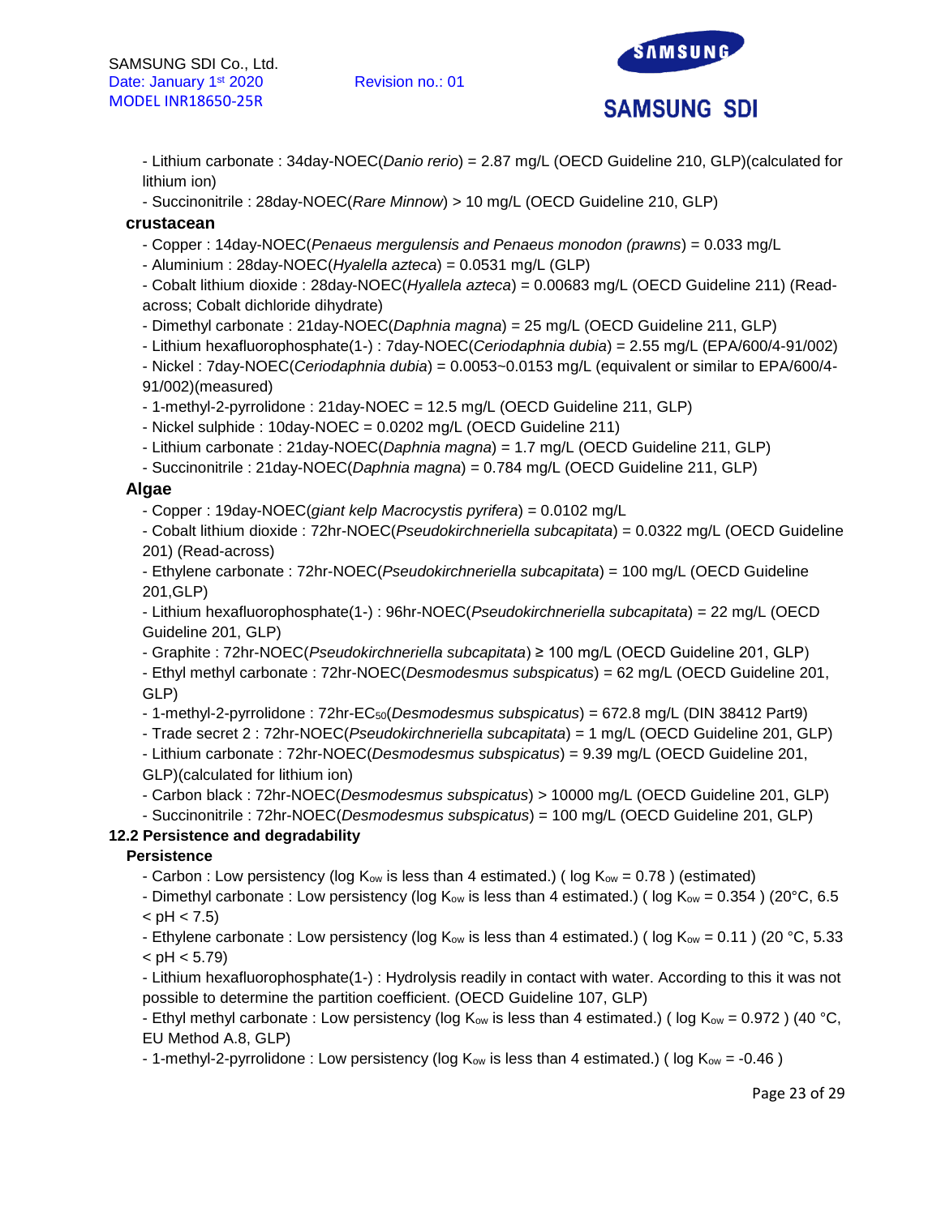- Lithium carbonate : 34day-NOEC(*Danio rerio*) = 2.87 mg/L (OECD Guideline 210, GLP)(calculated for lithium ion)
- Succinonitrile : 28day-NOEC(*Rare Minnow*) > 10 mg/L (OECD Guideline 210, GLP)

**crustacean**

- Copper : 14day-NOEC(*Penaeus mergulensis and Penaeus monodon (prawns*) = 0.033 mg/L
- Aluminium : 28day-NOEC(*Hyalella azteca*) = 0.0531 mg/L (GLP)
- Cobalt lithium dioxide : 28day-NOEC(*Hyallela azteca*) = 0.00683 mg/L (OECD Guideline 211) (Read-across; Cobalt dichloride dihydrate)
- Dimethyl carbonate : 21day-NOEC(*Daphnia magna*) = 25 mg/L (OECD Guideline 211, GLP)
- Lithium hexafluorophosphate(1-) : 7day-NOEC(*Ceriodaphnia dubia*) = 2.55 mg/L (EPA/600/4-91/002)
- Nickel : 7day-NOEC(*Ceriodaphnia dubia*) = 0.0053~0.0153 mg/L (equivalent or similar to EPA/600/4-91/002)(measured)
- 1-methyl-2-pyrrolidone : 21day-NOEC = 12.5 mg/L (OECD Guideline 211, GLP)
- Nickel sulphide : 10day-NOEC = 0.0202 mg/L (OECD Guideline 211)
- Lithium carbonate : 21day-NOEC(*Daphnia magna*) = 1.7 mg/L (OECD Guideline 211, GLP)
- Succinonitrile : 21day-NOEC(*Daphnia magna*) = 0.784 mg/L (OECD Guideline 211, GLP)

**Algae**

- Copper : 19day-NOEC(*giant kelp Macrocystis pyrifera*) = 0.0102 mg/L
- Cobalt lithium dioxide : 72hr-NOEC(*Pseudokirchneriella subcapitata*) = 0.0322 mg/L (OECD Guideline 201) (Read-across)
- Ethylene carbonate : 72hr-NOEC(*Pseudokirchneriella subcapitata*) = 100 mg/L (OECD Guideline 201,GLP)
- Lithium hexafluorophosphate(1-) : 96hr-NOEC(*Pseudokirchneriella subcapitata*) = 22 mg/L (OECD Guideline 201, GLP)
- Graphite : 72hr-NOEC(*Pseudokirchneriella subcapitata*) ≥ 100 mg/L (OECD Guideline 201, GLP)
- Ethyl methyl carbonate : 72hr-NOEC(*Desmodesmus subspicatus*) = 62 mg/L (OECD Guideline 201, GLP)
- 1-methyl-2-pyrrolidone : 72hr-$EC_{50}$(*Desmodesmus subspicatus*) = 672.8 mg/L (DIN 38412 Part9)
- Trade secret 2 : 72hr-NOEC(*Pseudokirchneriella subcapitata*) = 1 mg/L (OECD Guideline 201, GLP)
- Lithium carbonate : 72hr-NOEC(*Desmodesmus subspicatus*) = 9.39 mg/L (OECD Guideline 201, GLP)(calculated for lithium ion)
- Carbon black : 72hr-NOEC(*Desmodesmus subspicatus*) > 10000 mg/L (OECD Guideline 201, GLP)
- Succinonitrile : 72hr-NOEC(*Desmodesmus subspicatus*) = 100 mg/L (OECD Guideline 201, GLP)

### 12.2 Persistence and degradability

**Persistence**

- Carbon : Low persistency (log $K_{ow}$ is less than 4 estimated.) ( log $K_{ow}$ = 0.78 ) (estimated)
- Dimethyl carbonate : Low persistency (log $K_{ow}$ is less than 4 estimated.) ( log $K_{ow}$ = 0.354 ) (20°C, 6.5 < pH < 7.5)
- Ethylene carbonate : Low persistency (log $K_{ow}$ is less than 4 estimated.) ( log $K_{ow}$ = 0.11 ) (20 °C, 5.33 < pH < 5.79)
- Lithium hexafluorophosphate(1-) : Hydrolysis readily in contact with water. According to this it was not possible to determine the partition coefficient. (OECD Guideline 107, GLP)
- Ethyl methyl carbonate : Low persistency (log $K_{ow}$ is less than 4 estimated.) ( log $K_{ow}$ = 0.972 ) (40 °C, EU Method A.8, GLP)
- 1-methyl-2-pyrrolidone : Low persistency (log $K_{ow}$ is less than 4 estimated.) ( log $K_{ow}$ = -0.46 )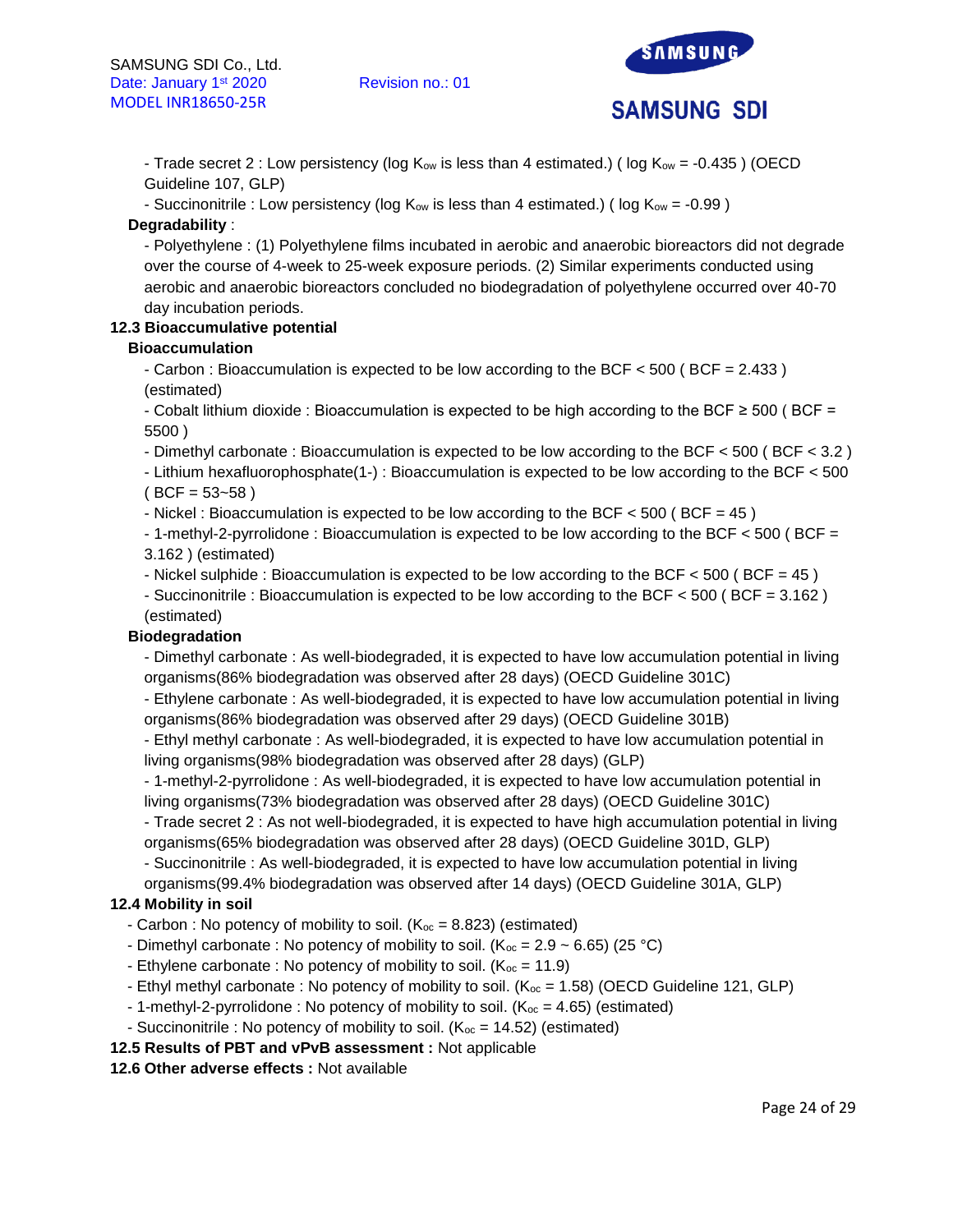- Trade secret 2 : Low persistency (log $K_{ow}$ is less than 4 estimated.) ( log $K_{ow}$ = -0.435 ) (OECD Guideline 107, GLP)

- Succinonitrile : Low persistency (log $K_{ow}$ is less than 4 estimated.) ( log $K_{ow}$ = -0.99 )

**Degradability** :

- Polyethylene : (1) Polyethylene films incubated in aerobic and anaerobic bioreactors did not degrade over the course of 4-week to 25-week exposure periods. (2) Similar experiments conducted using aerobic and anaerobic bioreactors concluded no biodegradation of polyethylene occurred over 40-70 day incubation periods.

### 12.3 Bioaccumulative potential

**Bioaccumulation**

- Carbon : Bioaccumulation is expected to be low according to the BCF < 500 ( BCF = 2.433 ) (estimated)
- Cobalt lithium dioxide : Bioaccumulation is expected to be high according to the BCF ≥ 500 ( BCF = 5500 )
- Dimethyl carbonate : Bioaccumulation is expected to be low according to the BCF < 500 ( BCF < 3.2 )
- Lithium hexafluorophosphate(1-) : Bioaccumulation is expected to be low according to the BCF < 500 ( BCF = 53~58 )
- Nickel : Bioaccumulation is expected to be low according to the BCF < 500 ( BCF = 45 )
- 1-methyl-2-pyrrolidone : Bioaccumulation is expected to be low according to the BCF < 500 ( BCF = 3.162 ) (estimated)
- Nickel sulphide : Bioaccumulation is expected to be low according to the BCF < 500 ( BCF = 45 )
- Succinonitrile : Bioaccumulation is expected to be low according to the BCF < 500 ( BCF = 3.162 ) (estimated)

**Biodegradation**

- Dimethyl carbonate : As well-biodegraded, it is expected to have low accumulation potential in living organisms(86% biodegradation was observed after 28 days) (OECD Guideline 301C)
- Ethylene carbonate : As well-biodegraded, it is expected to have low accumulation potential in living organisms(86% biodegradation was observed after 29 days) (OECD Guideline 301B)
- Ethyl methyl carbonate : As well-biodegraded, it is expected to have low accumulation potential in living organisms(98% biodegradation was observed after 28 days) (GLP)
- 1-methyl-2-pyrrolidone : As well-biodegraded, it is expected to have low accumulation potential in living organisms(73% biodegradation was observed after 28 days) (OECD Guideline 301C)
- Trade secret 2 : As not well-biodegraded, it is expected to have high accumulation potential in living organisms(65% biodegradation was observed after 28 days) (OECD Guideline 301D, GLP)
- Succinonitrile : As well-biodegraded, it is expected to have low accumulation potential in living organisms(99.4% biodegradation was observed after 14 days) (OECD Guideline 301A, GLP)

### 12.4 Mobility in soil

- Carbon : No potency of mobility to soil. ($K_{oc}$ = 8.823) (estimated)
- Dimethyl carbonate : No potency of mobility to soil. ($K_{oc}$ = 2.9 ~ 6.65) (25 °C)
- Ethylene carbonate : No potency of mobility to soil. ($K_{oc}$ = 11.9)
- Ethyl methyl carbonate : No potency of mobility to soil. ($K_{oc}$ = 1.58) (OECD Guideline 121, GLP)
- 1-methyl-2-pyrrolidone : No potency of mobility to soil. ($K_{oc}$ = 4.65) (estimated)
- Succinonitrile : No potency of mobility to soil. ($K_{oc}$ = 14.52) (estimated)

**12.5 Results of PBT and vPvB assessment :** Not applicable

**12.6 Other adverse effects :** Not available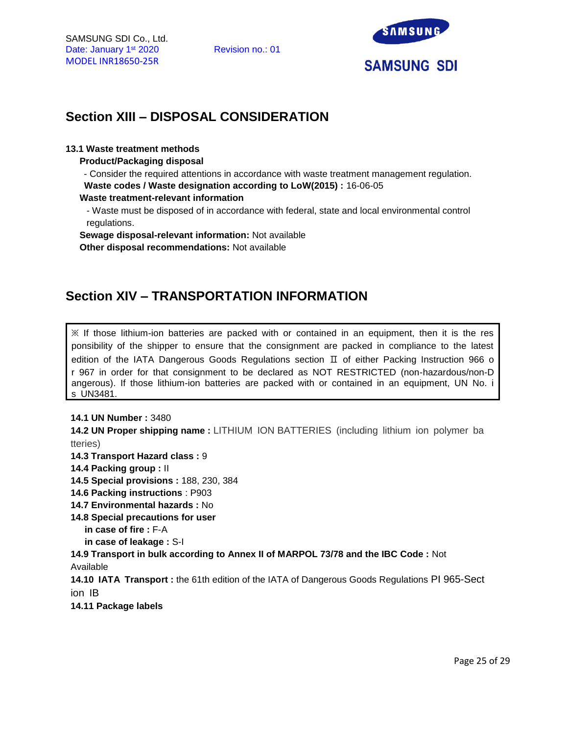## Section XIII – DISPOSAL CONSIDERATION

**13.1 Waste treatment methods**

**Product/Packaging disposal**

- Consider the required attentions in accordance with waste treatment management regulation.

**Waste codes / Waste designation according to LoW(2015) :** 16-06-05

**Waste treatment-relevant information**

- Waste must be disposed of in accordance with federal, state and local environmental control regulations.

**Sewage disposal-relevant information:** Not available

**Other disposal recommendations:** Not available

## Section XIV – TRANSPORTATION INFORMATION

> ※ If those lithium-ion batteries are packed with or contained in an equipment, then it is the responsibility of the shipper to ensure that the consignment are packed in compliance to the latest edition of the IATA Dangerous Goods Regulations section Ⅱ of either Packing Instruction 966 or 967 in order for that consignment to be declared as NOT RESTRICTED (non-hazardous/non-Dangerous). If those lithium-ion batteries are packed with or contained in an equipment, UN No. is UN3481.

**14.1 UN Number :** 3480

**14.2 UN Proper shipping name :** LITHIUM ION BATTERIES (including lithium ion polymer batteries)

**14.3 Transport Hazard class :** 9

**14.4 Packing group :** II

**14.5 Special provisions :** 188, 230, 384

**14.6 Packing instructions** : P903

**14.7 Environmental hazards :** No

**14.8 Special precautions for user**

**in case of fire :** F-A

**in case of leakage :** S-I

**14.9 Transport in bulk according to Annex II of MARPOL 73/78 and the IBC Code :** Not Available

**14.10 IATA Transport :** the 61th edition of the IATA of Dangerous Goods Regulations PI 965-Section IB

**14.11 Package labels**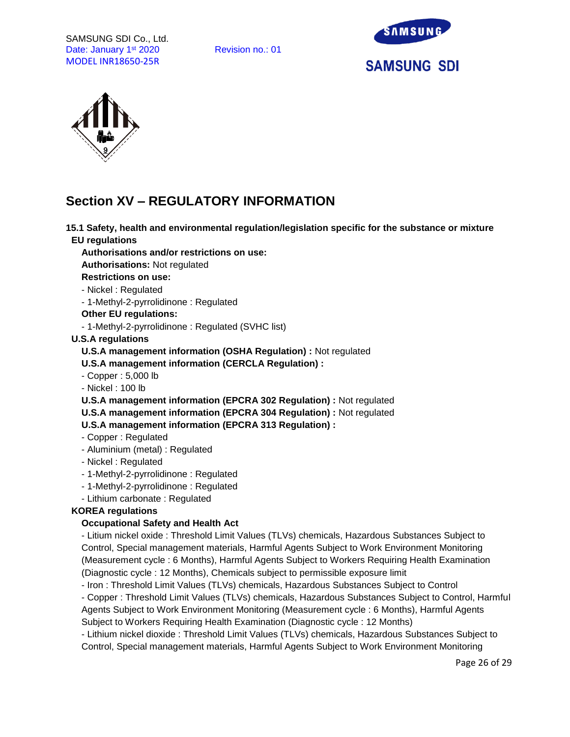## Section XV – REGULATORY INFORMATION

**15.1 Safety, health and environmental regulation/legislation specific for the substance or mixture**

**EU regulations**

**Authorisations and/or restrictions on use:**

**Authorisations:** Not regulated

**Restrictions on use:**

- Nickel : Regulated
- 1-Methyl-2-pyrrolidinone : Regulated

**Other EU regulations:**

- 1-Methyl-2-pyrrolidinone : Regulated (SVHC list)

**U.S.A regulations**

**U.S.A management information (OSHA Regulation) :** Not regulated

**U.S.A management information (CERCLA Regulation) :**

- Copper : 5,000 lb
- Nickel : 100 lb

**U.S.A management information (EPCRA 302 Regulation) :** Not regulated

**U.S.A management information (EPCRA 304 Regulation) :** Not regulated

**U.S.A management information (EPCRA 313 Regulation) :**

- Copper : Regulated
- Aluminium (metal) : Regulated
- Nickel : Regulated
- 1-Methyl-2-pyrrolidinone : Regulated
- 1-Methyl-2-pyrrolidinone : Regulated
- Lithium carbonate : Regulated

**KOREA regulations**

**Occupational Safety and Health Act**

- Litium nickel oxide : Threshold Limit Values (TLVs) chemicals, Hazardous Substances Subject to Control, Special management materials, Harmful Agents Subject to Work Environment Monitoring (Measurement cycle : 6 Months), Harmful Agents Subject to Workers Requiring Health Examination (Diagnostic cycle : 12 Months), Chemicals subject to permissible exposure limit
- Iron : Threshold Limit Values (TLVs) chemicals, Hazardous Substances Subject to Control
- Copper : Threshold Limit Values (TLVs) chemicals, Hazardous Substances Subject to Control, Harmful Agents Subject to Work Environment Monitoring (Measurement cycle : 6 Months), Harmful Agents Subject to Workers Requiring Health Examination (Diagnostic cycle : 12 Months)
- Lithium nickel dioxide : Threshold Limit Values (TLVs) chemicals, Hazardous Substances Subject to Control, Special management materials, Harmful Agents Subject to Work Environment Monitoring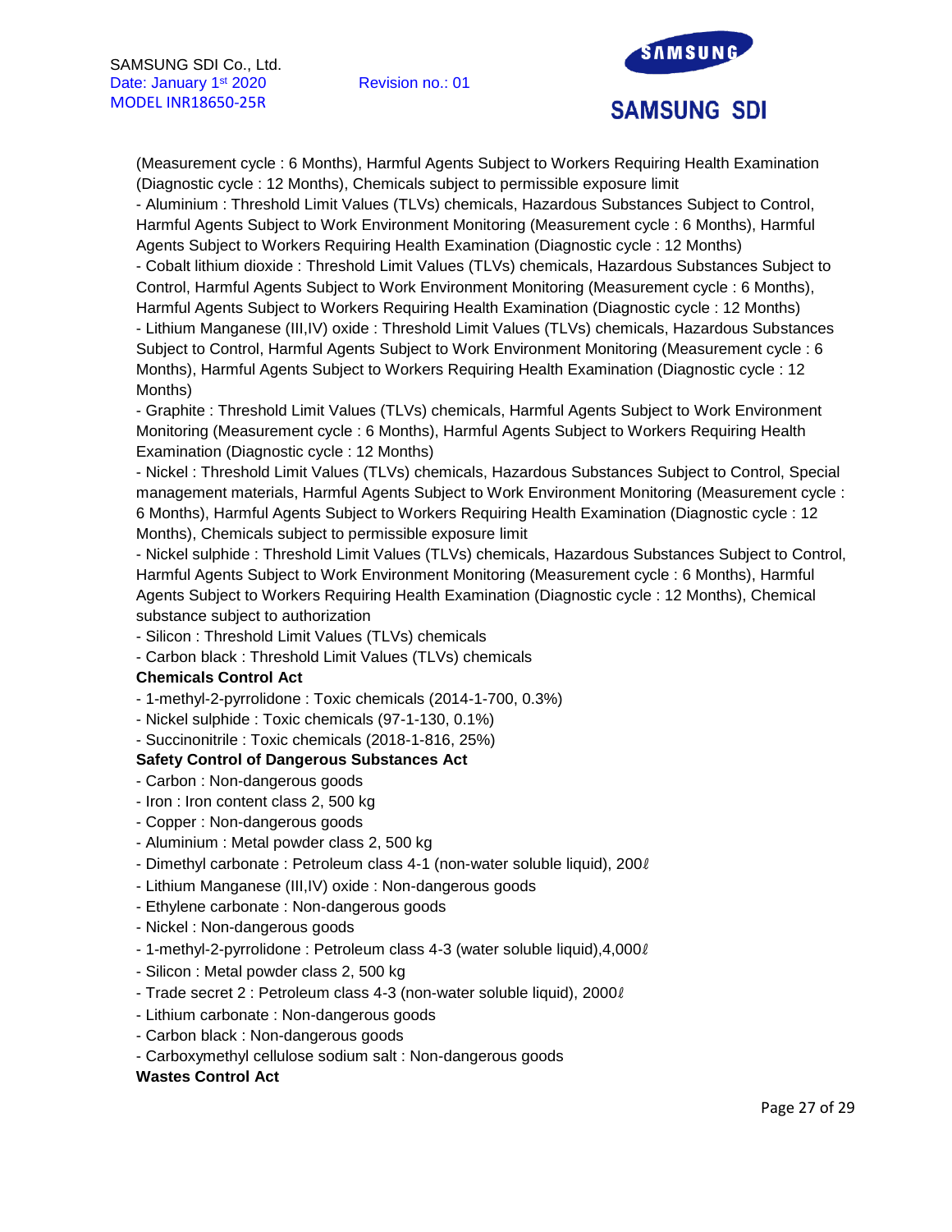(Measurement cycle : 6 Months), Harmful Agents Subject to Workers Requiring Health Examination (Diagnostic cycle : 12 Months), Chemicals subject to permissible exposure limit

- Aluminium : Threshold Limit Values (TLVs) chemicals, Hazardous Substances Subject to Control, Harmful Agents Subject to Work Environment Monitoring (Measurement cycle : 6 Months), Harmful Agents Subject to Workers Requiring Health Examination (Diagnostic cycle : 12 Months)
- Cobalt lithium dioxide : Threshold Limit Values (TLVs) chemicals, Hazardous Substances Subject to Control, Harmful Agents Subject to Work Environment Monitoring (Measurement cycle : 6 Months), Harmful Agents Subject to Workers Requiring Health Examination (Diagnostic cycle : 12 Months)
- Lithium Manganese (III,IV) oxide : Threshold Limit Values (TLVs) chemicals, Hazardous Substances Subject to Control, Harmful Agents Subject to Work Environment Monitoring (Measurement cycle : 6 Months), Harmful Agents Subject to Workers Requiring Health Examination (Diagnostic cycle : 12 Months)
- Graphite : Threshold Limit Values (TLVs) chemicals, Harmful Agents Subject to Work Environment Monitoring (Measurement cycle : 6 Months), Harmful Agents Subject to Workers Requiring Health Examination (Diagnostic cycle : 12 Months)
- Nickel : Threshold Limit Values (TLVs) chemicals, Hazardous Substances Subject to Control, Special management materials, Harmful Agents Subject to Work Environment Monitoring (Measurement cycle : 6 Months), Harmful Agents Subject to Workers Requiring Health Examination (Diagnostic cycle : 12 Months), Chemicals subject to permissible exposure limit
- Nickel sulphide : Threshold Limit Values (TLVs) chemicals, Hazardous Substances Subject to Control, Harmful Agents Subject to Work Environment Monitoring (Measurement cycle : 6 Months), Harmful Agents Subject to Workers Requiring Health Examination (Diagnostic cycle : 12 Months), Chemical substance subject to authorization
- Silicon : Threshold Limit Values (TLVs) chemicals
- Carbon black : Threshold Limit Values (TLVs) chemicals

**Chemicals Control Act**

- 1-methyl-2-pyrrolidone : Toxic chemicals (2014-1-700, 0.3%)
- Nickel sulphide : Toxic chemicals (97-1-130, 0.1%)
- Succinonitrile : Toxic chemicals (2018-1-816, 25%)

**Safety Control of Dangerous Substances Act**

- Carbon : Non-dangerous goods
- Iron : Iron content class 2, 500 kg
- Copper : Non-dangerous goods
- Aluminium : Metal powder class 2, 500 kg
- Dimethyl carbonate : Petroleum class 4-1 (non-water soluble liquid), 200ℓ
- Lithium Manganese (III,IV) oxide : Non-dangerous goods
- Ethylene carbonate : Non-dangerous goods
- Nickel : Non-dangerous goods
- 1-methyl-2-pyrrolidone : Petroleum class 4-3 (water soluble liquid),4,000ℓ
- Silicon : Metal powder class 2, 500 kg
- Trade secret 2 : Petroleum class 4-3 (non-water soluble liquid), 2000ℓ
- Lithium carbonate : Non-dangerous goods
- Carbon black : Non-dangerous goods
- Carboxymethyl cellulose sodium salt : Non-dangerous goods

**Wastes Control Act**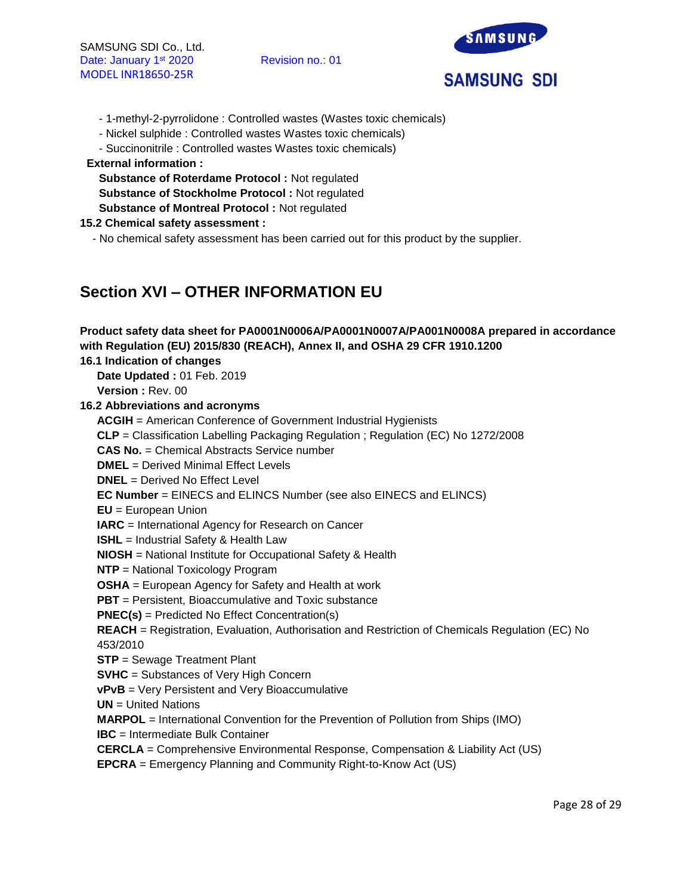- 1-methyl-2-pyrrolidone : Controlled wastes (Wastes toxic chemicals)
- Nickel sulphide : Controlled wastes Wastes toxic chemicals)
- Succinonitrile : Controlled wastes Wastes toxic chemicals)

**External information :**

**Substance of Roterdame Protocol :** Not regulated

**Substance of Stockholme Protocol :** Not regulated

**Substance of Montreal Protocol :** Not regulated

**15.2 Chemical safety assessment :**

- No chemical safety assessment has been carried out for this product by the supplier.

## Section XVI – OTHER INFORMATION EU

**Product safety data sheet for PA0001N0006A/PA0001N0007A/PA001N0008A prepared in accordance with Regulation (EU) 2015/830 (REACH), Annex II, and OSHA 29 CFR 1910.1200**

**16.1 Indication of changes**

**Date Updated :** 01 Feb. 2019

**Version :** Rev. 00

**16.2 Abbreviations and acronyms**

**ACGIH** = American Conference of Government Industrial Hygienists

**CLP** = Classification Labelling Packaging Regulation ; Regulation (EC) No 1272/2008

**CAS No.** = Chemical Abstracts Service number

**DMEL** = Derived Minimal Effect Levels

**DNEL** = Derived No Effect Level

**EC Number** = EINECS and ELINCS Number (see also EINECS and ELINCS)

**EU** = European Union

**IARC** = International Agency for Research on Cancer

**ISHL** = Industrial Safety & Health Law

**NIOSH** = National Institute for Occupational Safety & Health

**NTP** = National Toxicology Program

**OSHA** = European Agency for Safety and Health at work

**PBT** = Persistent, Bioaccumulative and Toxic substance

**PNEC(s)** = Predicted No Effect Concentration(s)

**REACH** = Registration, Evaluation, Authorisation and Restriction of Chemicals Regulation (EC) No 453/2010

**STP** = Sewage Treatment Plant

**SVHC** = Substances of Very High Concern

**vPvB** = Very Persistent and Very Bioaccumulative

**UN** = United Nations

**MARPOL** = International Convention for the Prevention of Pollution from Ships (IMO)

**IBC** = Intermediate Bulk Container

**CERCLA** = Comprehensive Environmental Response, Compensation & Liability Act (US)

**EPCRA** = Emergency Planning and Community Right-to-Know Act (US)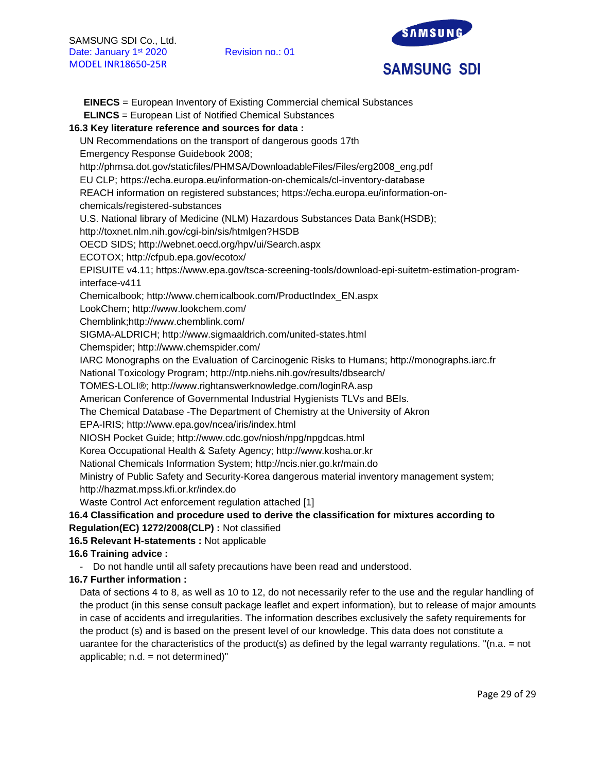**EINECS** = European Inventory of Existing Commercial chemical Substances
**ELINCS** = European List of Notified Chemical Substances

**16.3 Key literature reference and sources for data :**

UN Recommendations on the transport of dangerous goods 17th
Emergency Response Guidebook 2008;
http://phmsa.dot.gov/staticfiles/PHMSA/DownloadableFiles/Files/erg2008_eng.pdf
EU CLP; https://echa.europa.eu/information-on-chemicals/cl-inventory-database
REACH information on registered substances; https://echa.europa.eu/information-on-chemicals/registered-substances
U.S. National library of Medicine (NLM) Hazardous Substances Data Bank(HSDB);
http://toxnet.nlm.nih.gov/cgi-bin/sis/htmlgen?HSDB
OECD SIDS; http://webnet.oecd.org/hpv/ui/Search.aspx
ECOTOX; http://cfpub.epa.gov/ecotox/
EPISUITE v4.11; https://www.epa.gov/tsca-screening-tools/download-epi-suitetm-estimation-program-interface-v411
Chemicalbook; http://www.chemicalbook.com/ProductIndex_EN.aspx
LookChem; http://www.lookchem.com/
Chemblink;http://www.chemblink.com/
SIGMA-ALDRICH; http://www.sigmaaldrich.com/united-states.html
Chemspider; http://www.chemspider.com/
IARC Monographs on the Evaluation of Carcinogenic Risks to Humans; http://monographs.iarc.fr
National Toxicology Program; http://ntp.niehs.nih.gov/results/dbsearch/
TOMES-LOLI®; http://www.rightanswerknowledge.com/loginRA.asp
American Conference of Governmental Industrial Hygienists TLVs and BEIs.
The Chemical Database -The Department of Chemistry at the University of Akron
EPA-IRIS; http://www.epa.gov/ncea/iris/index.html
NIOSH Pocket Guide; http://www.cdc.gov/niosh/npg/npgdcas.html
Korea Occupational Health & Safety Agency; http://www.kosha.or.kr
National Chemicals Information System; http://ncis.nier.go.kr/main.do
Ministry of Public Safety and Security-Korea dangerous material inventory management system;
http://hazmat.mpss.kfi.or.kr/index.do
Waste Control Act enforcement regulation attached [1]

**16.4 Classification and procedure used to derive the classification for mixtures according to Regulation(EC) 1272/2008(CLP) :** Not classified

**16.5 Relevant H-statements :** Not applicable

**16.6 Training advice :**

- Do not handle until all safety precautions have been read and understood.

**16.7 Further information :**

Data of sections 4 to 8, as well as 10 to 12, do not necessarily refer to the use and the regular handling of the product (in this sense consult package leaflet and expert information), but to release of major amounts in case of accidents and irregularities. The information describes exclusively the safety requirements for the product (s) and is based on the present level of our knowledge. This data does not constitute a uarantee for the characteristics of the product(s) as defined by the legal warranty regulations. "(n.a. = not applicable; n.d. = not determined)"